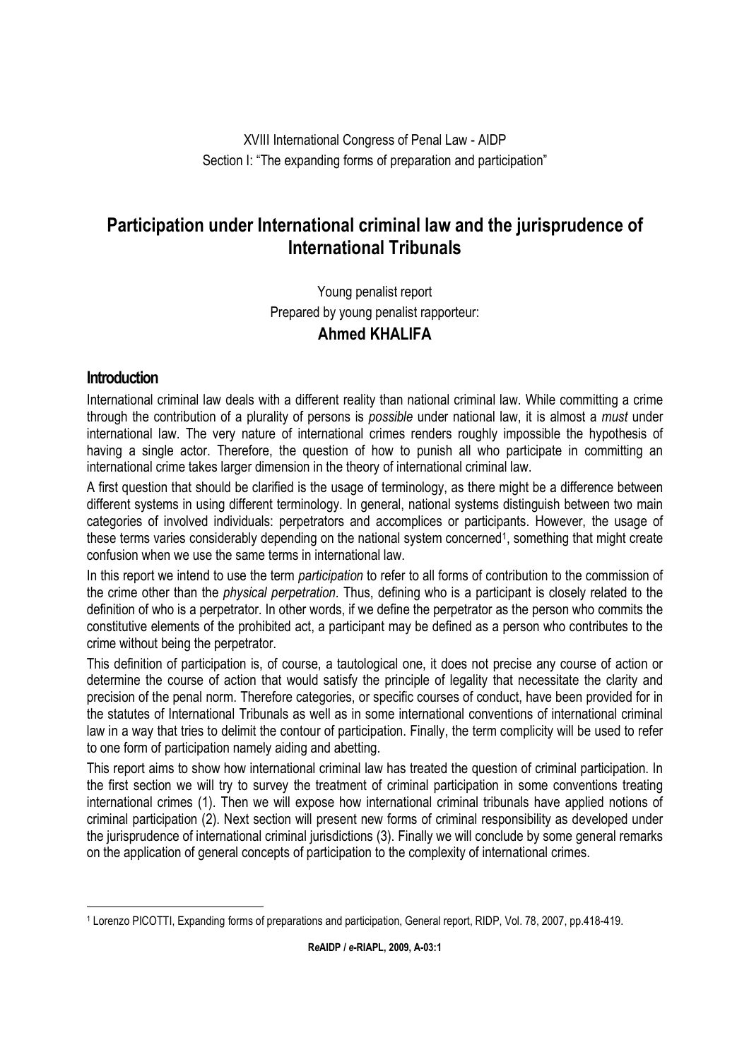XVIII International Congress of Penal Law - AIDP

Section I: "The expanding forms of preparation and participation"

# Participation under International criminal law and the jurisprudence of International Tribunals

Young penalist report

Prepared by young penalist rapporteur:

**Ahmed KHALIFA**

## Introduction

International criminal law deals with a different reality than national criminal law. While committing a crime through the contribution of a plurality of persons is *possible* under national law, it is almost a *must* under international law. The very nature of international crimes renders roughly impossible the hypothesis of having a single actor. Therefore, the question of how to punish all who participate in committing an international crime takes larger dimension in the theory of international criminal law.

A first question that should be clarified is the usage of terminology, as there might be a difference between different systems in using different terminology. In general, national systems distinguish between two main categories of involved individuals: perpetrators and accomplices or participants. However, the usage of these terms varies considerably depending on the national system concerned[1], something that might create confusion when we use the same terms in international law.

In this report we intend to use the term *participation* to refer to all forms of contribution to the commission of the crime other than the *physical perpetration*. Thus, defining who is a participant is closely related to the definition of who is a perpetrator. In other words, if we define the perpetrator as the person who commits the constitutive elements of the prohibited act, a participant may be defined as a person who contributes to the crime without being the perpetrator.

This definition of participation is, of course, a tautological one, it does not precise any course of action or determine the course of action that would satisfy the principle of legality that necessitate the clarity and precision of the penal norm. Therefore categories, or specific courses of conduct, have been provided for in the statutes of International Tribunals as well as in some international conventions of international criminal law in a way that tries to delimit the contour of participation. Finally, the term complicity will be used to refer to one form of participation namely aiding and abetting.

This report aims to show how international criminal law has treated the question of criminal participation. In the first section we will try to survey the treatment of criminal participation in some conventions treating international crimes (1). Then we will expose how international criminal tribunals have applied notions of criminal participation (2). Next section will present new forms of criminal responsibility as developed under the jurisprudence of international criminal jurisdictions (3). Finally we will conclude by some general remarks on the application of general concepts of participation to the complexity of international crimes.

---

[1] Lorenzo PICOTTI, Expanding forms of preparations and participation, General report, RIDP, Vol. 78, 2007, pp.418-419.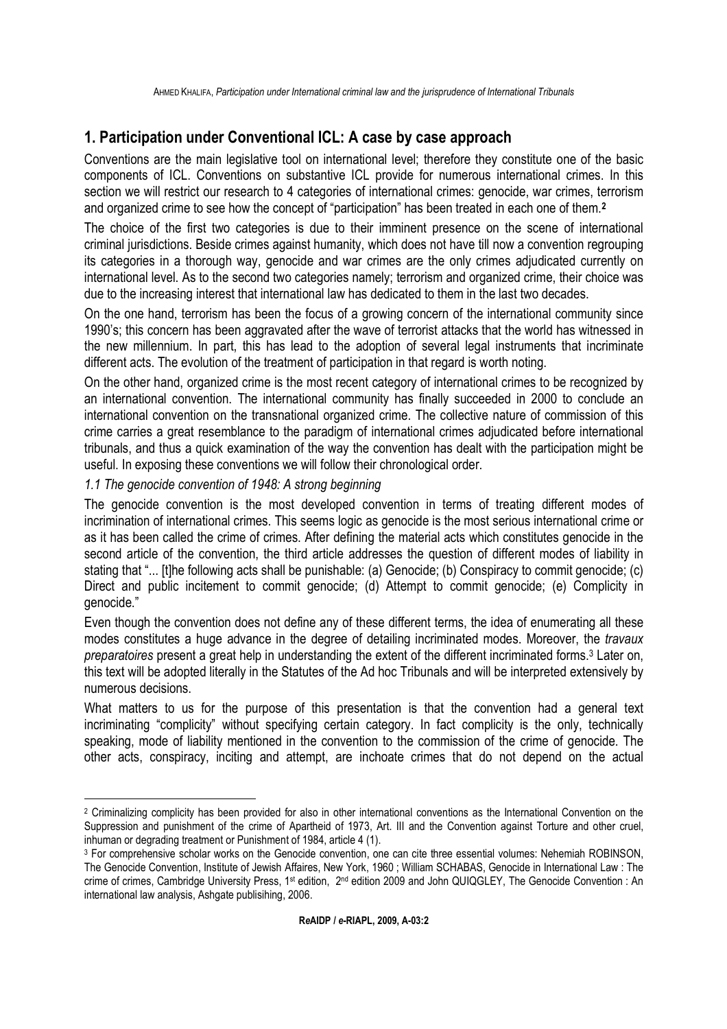## 1. Participation under Conventional ICL: A case by case approach

Conventions are the main legislative tool on international level; therefore they constitute one of the basic components of ICL. Conventions on substantive ICL provide for numerous international crimes. In this section we will restrict our research to 4 categories of international crimes: genocide, war crimes, terrorism and organized crime to see how the concept of "participation" has been treated in each one of them.[2]

The choice of the first two categories is due to their imminent presence on the scene of international criminal jurisdictions. Beside crimes against humanity, which does not have till now a convention regrouping its categories in a thorough way, genocide and war crimes are the only crimes adjudicated currently on international level. As to the second two categories namely; terrorism and organized crime, their choice was due to the increasing interest that international law has dedicated to them in the last two decades.

On the one hand, terrorism has been the focus of a growing concern of the international community since 1990's; this concern has been aggravated after the wave of terrorist attacks that the world has witnessed in the new millennium. In part, this has lead to the adoption of several legal instruments that incriminate different acts. The evolution of the treatment of participation in that regard is worth noting.

On the other hand, organized crime is the most recent category of international crimes to be recognized by an international convention. The international community has finally succeeded in 2000 to conclude an international convention on the transnational organized crime. The collective nature of commission of this crime carries a great resemblance to the paradigm of international crimes adjudicated before international tribunals, and thus a quick examination of the way the convention has dealt with the participation might be useful. In exposing these conventions we will follow their chronological order.

### *1.1 The genocide convention of 1948: A strong beginning*

The genocide convention is the most developed convention in terms of treating different modes of incrimination of international crimes. This seems logic as genocide is the most serious international crime or as it has been called the crime of crimes. After defining the material acts which constitutes genocide in the second article of the convention, the third article addresses the question of different modes of liability in stating that "... [t]he following acts shall be punishable: (a) Genocide; (b) Conspiracy to commit genocide; (c) Direct and public incitement to commit genocide; (d) Attempt to commit genocide; (e) Complicity in genocide."

Even though the convention does not define any of these different terms, the idea of enumerating all these modes constitutes a huge advance in the degree of detailing incriminated modes. Moreover, the *travaux preparatoires* present a great help in understanding the extent of the different incriminated forms.[3] Later on, this text will be adopted literally in the Statutes of the Ad hoc Tribunals and will be interpreted extensively by numerous decisions.

What matters to us for the purpose of this presentation is that the convention had a general text incriminating "complicity" without specifying certain category. In fact complicity is the only, technically speaking, mode of liability mentioned in the convention to the commission of the crime of genocide. The other acts, conspiracy, inciting and attempt, are inchoate crimes that do not depend on the actual

---

[2] Criminalizing complicity has been provided for also in other international conventions as the International Convention on the Suppression and punishment of the crime of Apartheid of 1973, Art. III and the Convention against Torture and other cruel, inhuman or degrading treatment or Punishment of 1984, article 4 (1).

[3] For comprehensive scholar works on the Genocide convention, one can cite three essential volumes: Nehemiah ROBINSON, The Genocide Convention, Institute of Jewish Affaires, New York, 1960 ; William SCHABAS, Genocide in International Law : The crime of crimes, Cambridge University Press, 1st edition, 2nd edition 2009 and John QUIQGLEY, The Genocide Convention : An international law analysis, Ashgate publisihing, 2006.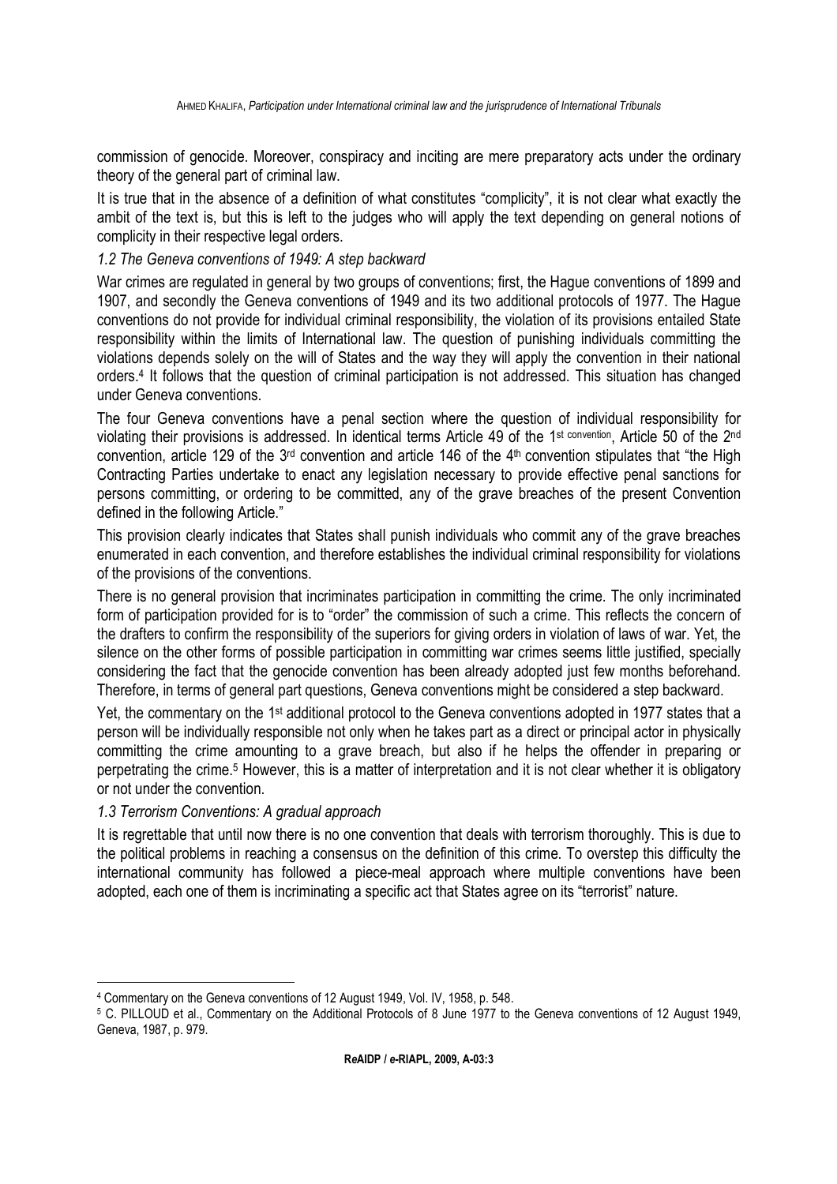commission of genocide. Moreover, conspiracy and inciting are mere preparatory acts under the ordinary theory of the general part of criminal law.

It is true that in the absence of a definition of what constitutes "complicity", it is not clear what exactly the ambit of the text is, but this is left to the judges who will apply the text depending on general notions of complicity in their respective legal orders.

### *1.2 The Geneva conventions of 1949: A step backward*

War crimes are regulated in general by two groups of conventions; first, the Hague conventions of 1899 and 1907, and secondly the Geneva conventions of 1949 and its two additional protocols of 1977. The Hague conventions do not provide for individual criminal responsibility, the violation of its provisions entailed State responsibility within the limits of International law. The question of punishing individuals committing the violations depends solely on the will of States and the way they will apply the convention in their national orders.[4] It follows that the question of criminal participation is not addressed. This situation has changed under Geneva conventions.

The four Geneva conventions have a penal section where the question of individual responsibility for violating their provisions is addressed. In identical terms Article 49 of the 1st convention, Article 50 of the 2nd convention, article 129 of the 3rd convention and article 146 of the 4th convention stipulates that "the High Contracting Parties undertake to enact any legislation necessary to provide effective penal sanctions for persons committing, or ordering to be committed, any of the grave breaches of the present Convention defined in the following Article."

This provision clearly indicates that States shall punish individuals who commit any of the grave breaches enumerated in each convention, and therefore establishes the individual criminal responsibility for violations of the provisions of the conventions.

There is no general provision that incriminates participation in committing the crime. The only incriminated form of participation provided for is to "order" the commission of such a crime. This reflects the concern of the drafters to confirm the responsibility of the superiors for giving orders in violation of laws of war. Yet, the silence on the other forms of possible participation in committing war crimes seems little justified, specially considering the fact that the genocide convention has been already adopted just few months beforehand. Therefore, in terms of general part questions, Geneva conventions might be considered a step backward.

Yet, the commentary on the 1st additional protocol to the Geneva conventions adopted in 1977 states that a person will be individually responsible not only when he takes part as a direct or principal actor in physically committing the crime amounting to a grave breach, but also if he helps the offender in preparing or perpetrating the crime.[5] However, this is a matter of interpretation and it is not clear whether it is obligatory or not under the convention.

### *1.3 Terrorism Conventions: A gradual approach*

It is regrettable that until now there is no one convention that deals with terrorism thoroughly. This is due to the political problems in reaching a consensus on the definition of this crime. To overstep this difficulty the international community has followed a piece-meal approach where multiple conventions have been adopted, each one of them is incriminating a specific act that States agree on its "terrorist" nature.

---

[4] Commentary on the Geneva conventions of 12 August 1949, Vol. IV, 1958, p. 548.

[5] C. PILLOUD et al., Commentary on the Additional Protocols of 8 June 1977 to the Geneva conventions of 12 August 1949, Geneva, 1987, p. 979.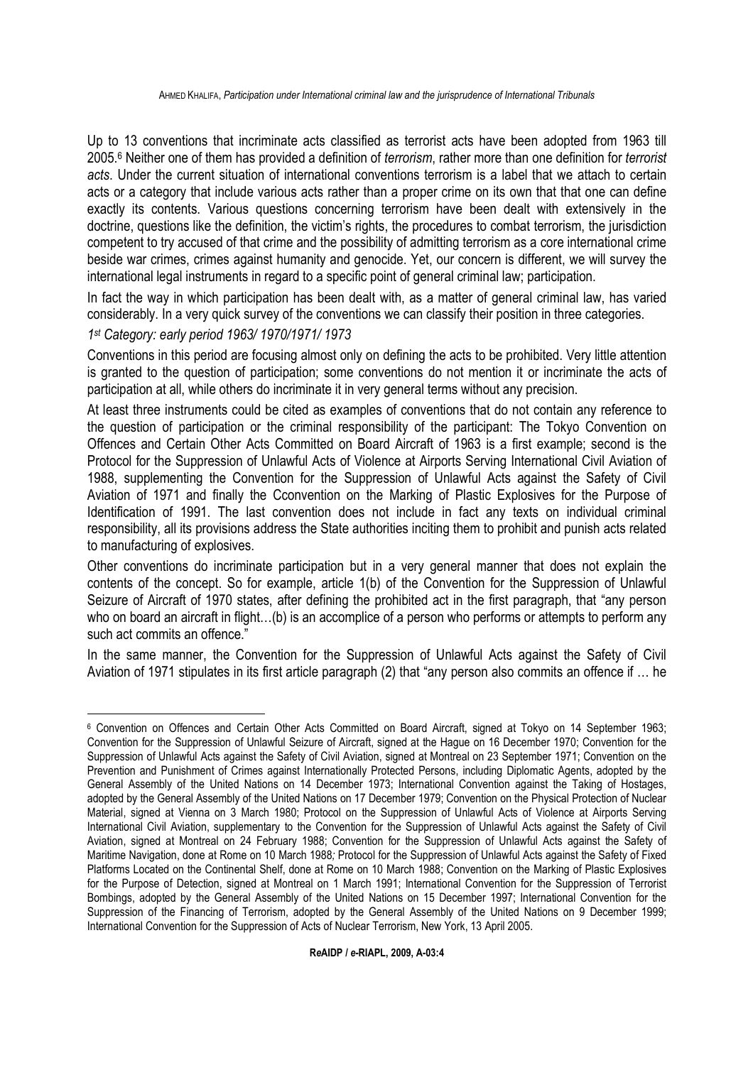Up to 13 conventions that incriminate acts classified as terrorist acts have been adopted from 1963 till 2005.[6] Neither one of them has provided a definition of *terrorism*, rather more than one definition for *terrorist acts*. Under the current situation of international conventions terrorism is a label that we attach to certain acts or a category that include various acts rather than a proper crime on its own that that one can define exactly its contents. Various questions concerning terrorism have been dealt with extensively in the doctrine, questions like the definition, the victim's rights, the procedures to combat terrorism, the jurisdiction competent to try accused of that crime and the possibility of admitting terrorism as a core international crime beside war crimes, crimes against humanity and genocide. Yet, our concern is different, we will survey the international legal instruments in regard to a specific point of general criminal law; participation.

In fact the way in which participation has been dealt with, as a matter of general criminal law, has varied considerably. In a very quick survey of the conventions we can classify their position in three categories.

*1st Category: early period 1963/ 1970/1971/ 1973*

Conventions in this period are focusing almost only on defining the acts to be prohibited. Very little attention is granted to the question of participation; some conventions do not mention it or incriminate the acts of participation at all, while others do incriminate it in very general terms without any precision.

At least three instruments could be cited as examples of conventions that do not contain any reference to the question of participation or the criminal responsibility of the participant: The Tokyo Convention on Offences and Certain Other Acts Committed on Board Aircraft of 1963 is a first example; second is the Protocol for the Suppression of Unlawful Acts of Violence at Airports Serving International Civil Aviation of 1988, supplementing the Convention for the Suppression of Unlawful Acts against the Safety of Civil Aviation of 1971 and finally the Cconvention on the Marking of Plastic Explosives for the Purpose of Identification of 1991. The last convention does not include in fact any texts on individual criminal responsibility, all its provisions address the State authorities inciting them to prohibit and punish acts related to manufacturing of explosives.

Other conventions do incriminate participation but in a very general manner that does not explain the contents of the concept. So for example, article 1(b) of the Convention for the Suppression of Unlawful Seizure of Aircraft of 1970 states, after defining the prohibited act in the first paragraph, that "any person who on board an aircraft in flight…(b) is an accomplice of a person who performs or attempts to perform any such act commits an offence."

In the same manner, the Convention for the Suppression of Unlawful Acts against the Safety of Civil Aviation of 1971 stipulates in its first article paragraph (2) that "any person also commits an offence if … he

---

[6] Convention on Offences and Certain Other Acts Committed on Board Aircraft, signed at Tokyo on 14 September 1963; Convention for the Suppression of Unlawful Seizure of Aircraft, signed at the Hague on 16 December 1970; Convention for the Suppression of Unlawful Acts against the Safety of Civil Aviation, signed at Montreal on 23 September 1971; Convention on the Prevention and Punishment of Crimes against Internationally Protected Persons, including Diplomatic Agents, adopted by the General Assembly of the United Nations on 14 December 1973; International Convention against the Taking of Hostages, adopted by the General Assembly of the United Nations on 17 December 1979; Convention on the Physical Protection of Nuclear Material, signed at Vienna on 3 March 1980; Protocol on the Suppression of Unlawful Acts of Violence at Airports Serving International Civil Aviation, supplementary to the Convention for the Suppression of Unlawful Acts against the Safety of Civil Aviation, signed at Montreal on 24 February 1988; Convention for the Suppression of Unlawful Acts against the Safety of Maritime Navigation, done at Rome on 10 March 1988*;* Protocol for the Suppression of Unlawful Acts against the Safety of Fixed Platforms Located on the Continental Shelf, done at Rome on 10 March 1988; Convention on the Marking of Plastic Explosives for the Purpose of Detection, signed at Montreal on 1 March 1991; International Convention for the Suppression of Terrorist Bombings, adopted by the General Assembly of the United Nations on 15 December 1997; International Convention for the Suppression of the Financing of Terrorism, adopted by the General Assembly of the United Nations on 9 December 1999; International Convention for the Suppression of Acts of Nuclear Terrorism, New York, 13 April 2005.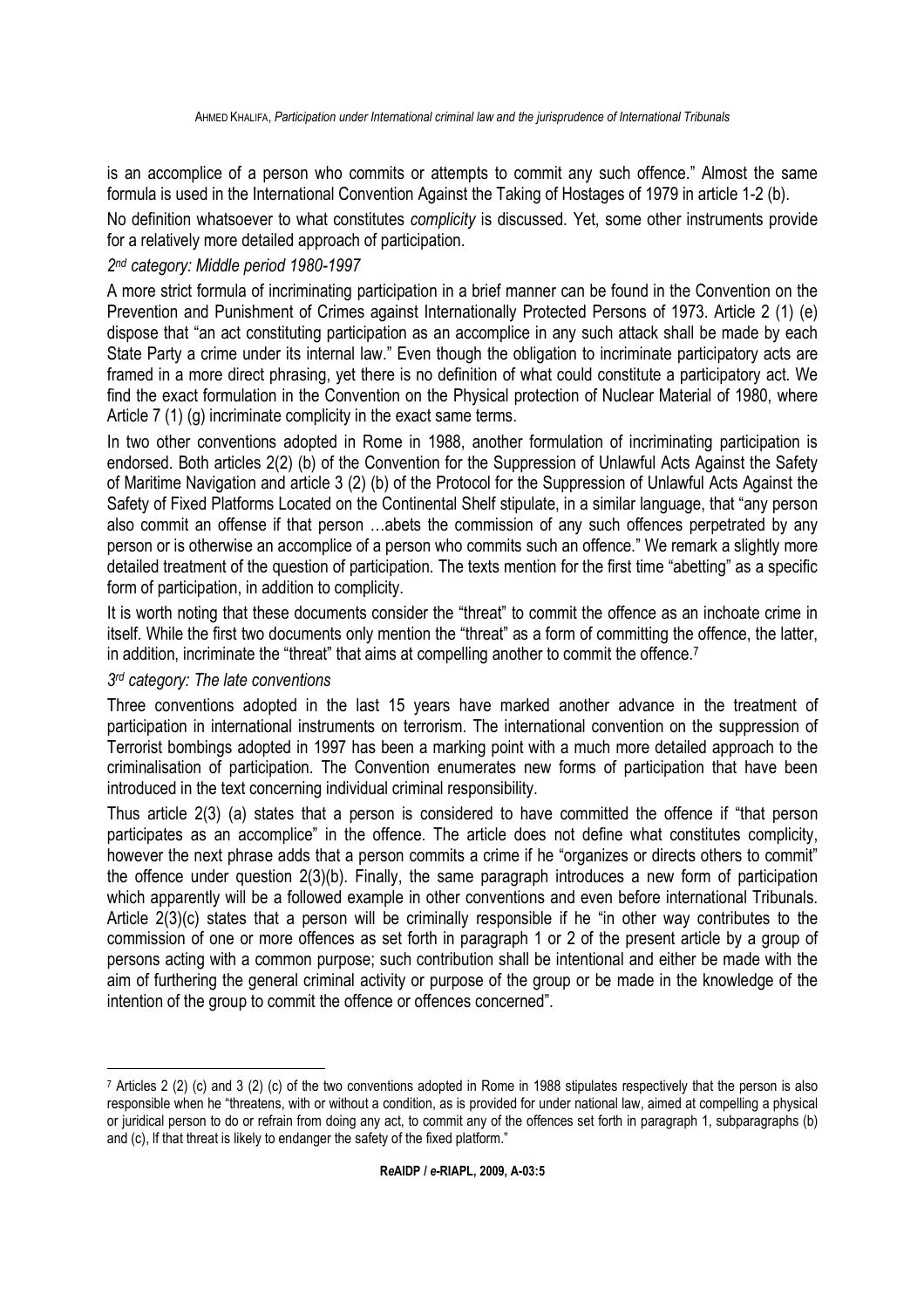is an accomplice of a person who commits or attempts to commit any such offence." Almost the same formula is used in the International Convention Against the Taking of Hostages of 1979 in article 1-2 (b).

No definition whatsoever to what constitutes *complicity* is discussed. Yet, some other instruments provide for a relatively more detailed approach of participation.

*2nd category: Middle period 1980-1997*

A more strict formula of incriminating participation in a brief manner can be found in the Convention on the Prevention and Punishment of Crimes against Internationally Protected Persons of 1973. Article 2 (1) (e) dispose that "an act constituting participation as an accomplice in any such attack shall be made by each State Party a crime under its internal law." Even though the obligation to incriminate participatory acts are framed in a more direct phrasing, yet there is no definition of what could constitute a participatory act. We find the exact formulation in the Convention on the Physical protection of Nuclear Material of 1980, where Article 7 (1) (g) incriminate complicity in the exact same terms.

In two other conventions adopted in Rome in 1988, another formulation of incriminating participation is endorsed. Both articles 2(2) (b) of the Convention for the Suppression of Unlawful Acts Against the Safety of Maritime Navigation and article 3 (2) (b) of the Protocol for the Suppression of Unlawful Acts Against the Safety of Fixed Platforms Located on the Continental Shelf stipulate, in a similar language, that "any person also commit an offense if that person …abets the commission of any such offences perpetrated by any person or is otherwise an accomplice of a person who commits such an offence." We remark a slightly more detailed treatment of the question of participation. The texts mention for the first time "abetting" as a specific form of participation, in addition to complicity.

It is worth noting that these documents consider the "threat" to commit the offence as an inchoate crime in itself. While the first two documents only mention the "threat" as a form of committing the offence, the latter, in addition, incriminate the "threat" that aims at compelling another to commit the offence.[7]

*3rd category: The late conventions*

Three conventions adopted in the last 15 years have marked another advance in the treatment of participation in international instruments on terrorism. The international convention on the suppression of Terrorist bombings adopted in 1997 has been a marking point with a much more detailed approach to the criminalisation of participation. The Convention enumerates new forms of participation that have been introduced in the text concerning individual criminal responsibility.

Thus article 2(3) (a) states that a person is considered to have committed the offence if "that person participates as an accomplice" in the offence. The article does not define what constitutes complicity, however the next phrase adds that a person commits a crime if he "organizes or directs others to commit" the offence under question 2(3)(b). Finally, the same paragraph introduces a new form of participation which apparently will be a followed example in other conventions and even before international Tribunals. Article 2(3)(c) states that a person will be criminally responsible if he "in other way contributes to the commission of one or more offences as set forth in paragraph 1 or 2 of the present article by a group of persons acting with a common purpose; such contribution shall be intentional and either be made with the aim of furthering the general criminal activity or purpose of the group or be made in the knowledge of the intention of the group to commit the offence or offences concerned".

[7] Articles 2 (2) (c) and 3 (2) (c) of the two conventions adopted in Rome in 1988 stipulates respectively that the person is also responsible when he "threatens, with or without a condition, as is provided for under national law, aimed at compelling a physical or juridical person to do or refrain from doing any act, to commit any of the offences set forth in paragraph 1, subparagraphs (b) and (c), If that threat is likely to endanger the safety of the fixed platform."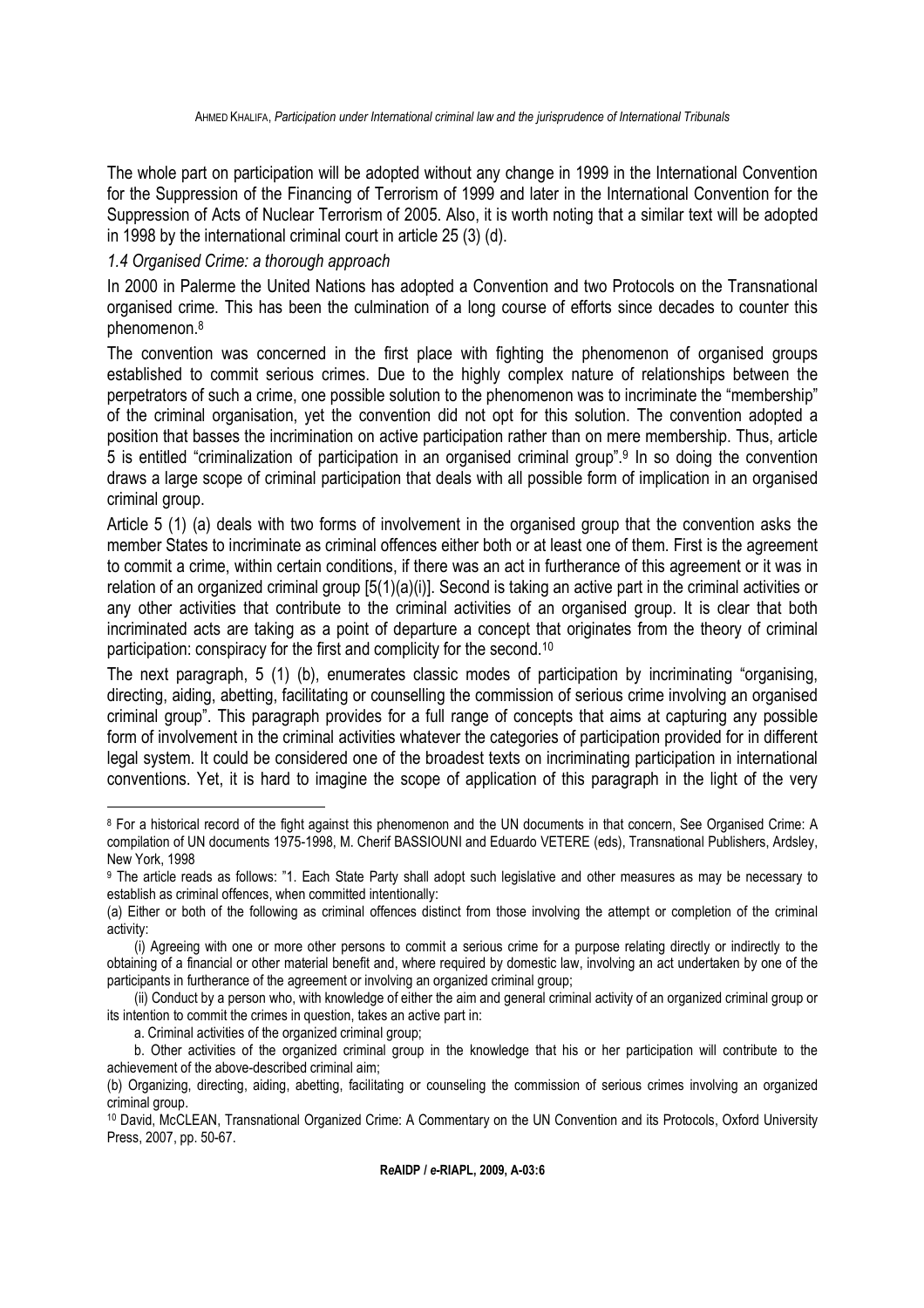The whole part on participation will be adopted without any change in 1999 in the International Convention for the Suppression of the Financing of Terrorism of 1999 and later in the International Convention for the Suppression of Acts of Nuclear Terrorism of 2005. Also, it is worth noting that a similar text will be adopted in 1998 by the international criminal court in article 25 (3) (d).

### *1.4 Organised Crime: a thorough approach*

In 2000 in Palerme the United Nations has adopted a Convention and two Protocols on the Transnational organised crime. This has been the culmination of a long course of efforts since decades to counter this phenomenon.[8]

The convention was concerned in the first place with fighting the phenomenon of organised groups established to commit serious crimes. Due to the highly complex nature of relationships between the perpetrators of such a crime, one possible solution to the phenomenon was to incriminate the "membership" of the criminal organisation, yet the convention did not opt for this solution. The convention adopted a position that basses the incrimination on active participation rather than on mere membership. Thus, article 5 is entitled "criminalization of participation in an organised criminal group".[9] In so doing the convention draws a large scope of criminal participation that deals with all possible form of implication in an organised criminal group.

Article 5 (1) (a) deals with two forms of involvement in the organised group that the convention asks the member States to incriminate as criminal offences either both or at least one of them. First is the agreement to commit a crime, within certain conditions, if there was an act in furtherance of this agreement or it was in relation of an organized criminal group [5(1)(a)(i)]. Second is taking an active part in the criminal activities or any other activities that contribute to the criminal activities of an organised group. It is clear that both incriminated acts are taking as a point of departure a concept that originates from the theory of criminal participation: conspiracy for the first and complicity for the second.[10]

The next paragraph, 5 (1) (b), enumerates classic modes of participation by incriminating "organising, directing, aiding, abetting, facilitating or counselling the commission of serious crime involving an organised criminal group". This paragraph provides for a full range of concepts that aims at capturing any possible form of involvement in the criminal activities whatever the categories of participation provided for in different legal system. It could be considered one of the broadest texts on incriminating participation in international conventions. Yet, it is hard to imagine the scope of application of this paragraph in the light of the very

---

[8] For a historical record of the fight against this phenomenon and the UN documents in that concern, See Organised Crime: A compilation of UN documents 1975-1998, M. Cherif BASSIOUNI and Eduardo VETERE (eds), Transnational Publishers, Ardsley, New York, 1998

[9] The article reads as follows: "1. Each State Party shall adopt such legislative and other measures as may be necessary to establish as criminal offences, when committed intentionally:

(a) Either or both of the following as criminal offences distinct from those involving the attempt or completion of the criminal activity:

(i) Agreeing with one or more other persons to commit a serious crime for a purpose relating directly or indirectly to the obtaining of a financial or other material benefit and, where required by domestic law, involving an act undertaken by one of the participants in furtherance of the agreement or involving an organized criminal group;

(ii) Conduct by a person who, with knowledge of either the aim and general criminal activity of an organized criminal group or its intention to commit the crimes in question, takes an active part in:

a. Criminal activities of the organized criminal group;

b. Other activities of the organized criminal group in the knowledge that his or her participation will contribute to the achievement of the above-described criminal aim;

(b) Organizing, directing, aiding, abetting, facilitating or counseling the commission of serious crimes involving an organized criminal group.

[10] David, McCLEAN, Transnational Organized Crime: A Commentary on the UN Convention and its Protocols, Oxford University Press, 2007, pp. 50-67.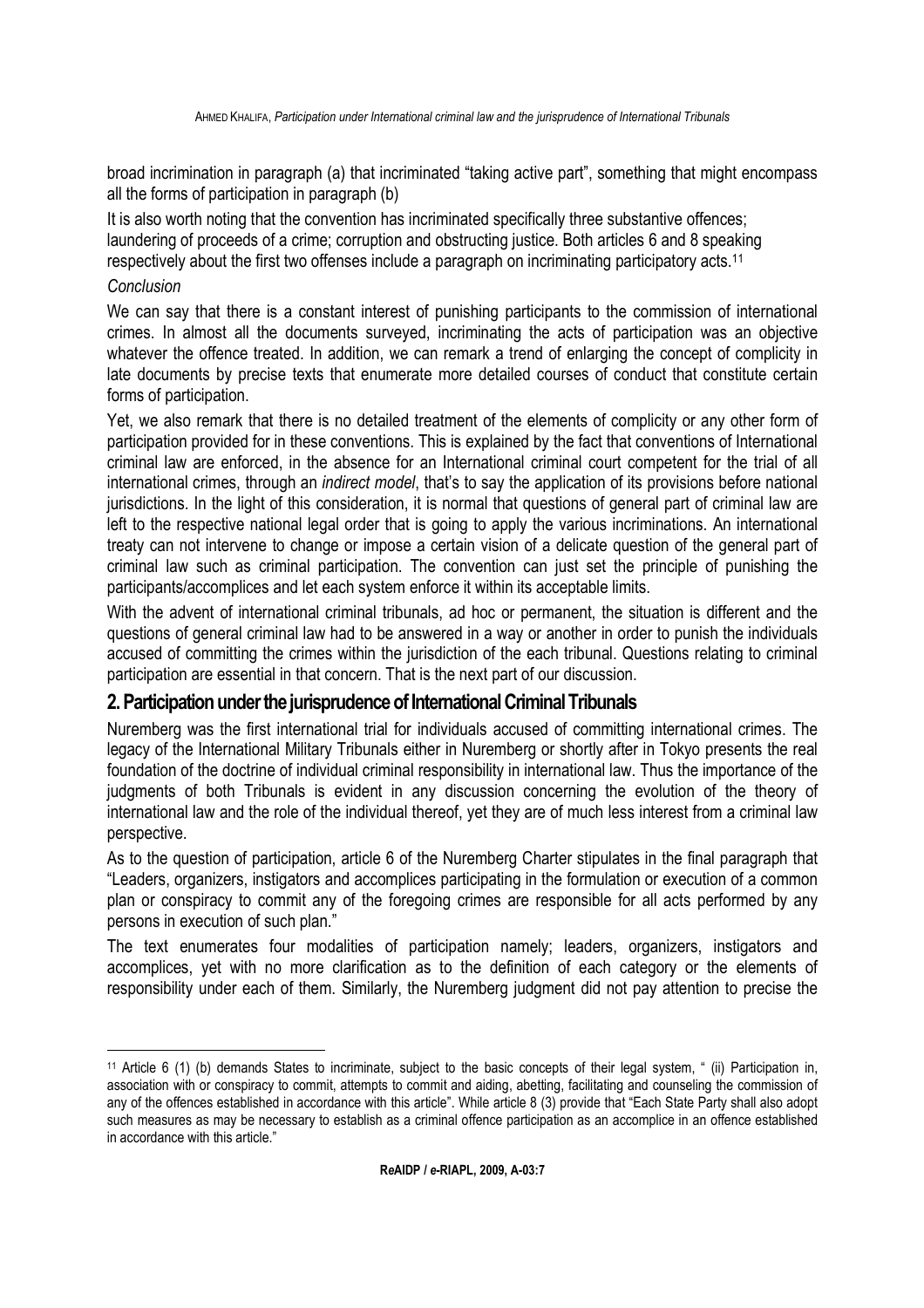broad incrimination in paragraph (a) that incriminated "taking active part", something that might encompass all the forms of participation in paragraph (b)

It is also worth noting that the convention has incriminated specifically three substantive offences; laundering of proceeds of a crime; corruption and obstructing justice. Both articles 6 and 8 speaking respectively about the first two offenses include a paragraph on incriminating participatory acts.[11]

*Conclusion*

We can say that there is a constant interest of punishing participants to the commission of international crimes. In almost all the documents surveyed, incriminating the acts of participation was an objective whatever the offence treated. In addition, we can remark a trend of enlarging the concept of complicity in late documents by precise texts that enumerate more detailed courses of conduct that constitute certain forms of participation.

Yet, we also remark that there is no detailed treatment of the elements of complicity or any other form of participation provided for in these conventions. This is explained by the fact that conventions of International criminal law are enforced, in the absence for an International criminal court competent for the trial of all international crimes, through an *indirect model*, that's to say the application of its provisions before national jurisdictions. In the light of this consideration, it is normal that questions of general part of criminal law are left to the respective national legal order that is going to apply the various incriminations. An international treaty can not intervene to change or impose a certain vision of a delicate question of the general part of criminal law such as criminal participation. The convention can just set the principle of punishing the participants/accomplices and let each system enforce it within its acceptable limits.

With the advent of international criminal tribunals, ad hoc or permanent, the situation is different and the questions of general criminal law had to be answered in a way or another in order to punish the individuals accused of committing the crimes within the jurisdiction of the each tribunal. Questions relating to criminal participation are essential in that concern. That is the next part of our discussion.

## 2. Participation under the jurisprudence of International Criminal Tribunals

Nuremberg was the first international trial for individuals accused of committing international crimes. The legacy of the International Military Tribunals either in Nuremberg or shortly after in Tokyo presents the real foundation of the doctrine of individual criminal responsibility in international law. Thus the importance of the judgments of both Tribunals is evident in any discussion concerning the evolution of the theory of international law and the role of the individual thereof, yet they are of much less interest from a criminal law perspective.

As to the question of participation, article 6 of the Nuremberg Charter stipulates in the final paragraph that "Leaders, organizers, instigators and accomplices participating in the formulation or execution of a common plan or conspiracy to commit any of the foregoing crimes are responsible for all acts performed by any persons in execution of such plan."

The text enumerates four modalities of participation namely; leaders, organizers, instigators and accomplices, yet with no more clarification as to the definition of each category or the elements of responsibility under each of them. Similarly, the Nuremberg judgment did not pay attention to precise the

---

[11] Article 6 (1) (b) demands States to incriminate, subject to the basic concepts of their legal system, " (ii) Participation in, association with or conspiracy to commit, attempts to commit and aiding, abetting, facilitating and counseling the commission of any of the offences established in accordance with this article". While article 8 (3) provide that "Each State Party shall also adopt such measures as may be necessary to establish as a criminal offence participation as an accomplice in an offence established in accordance with this article."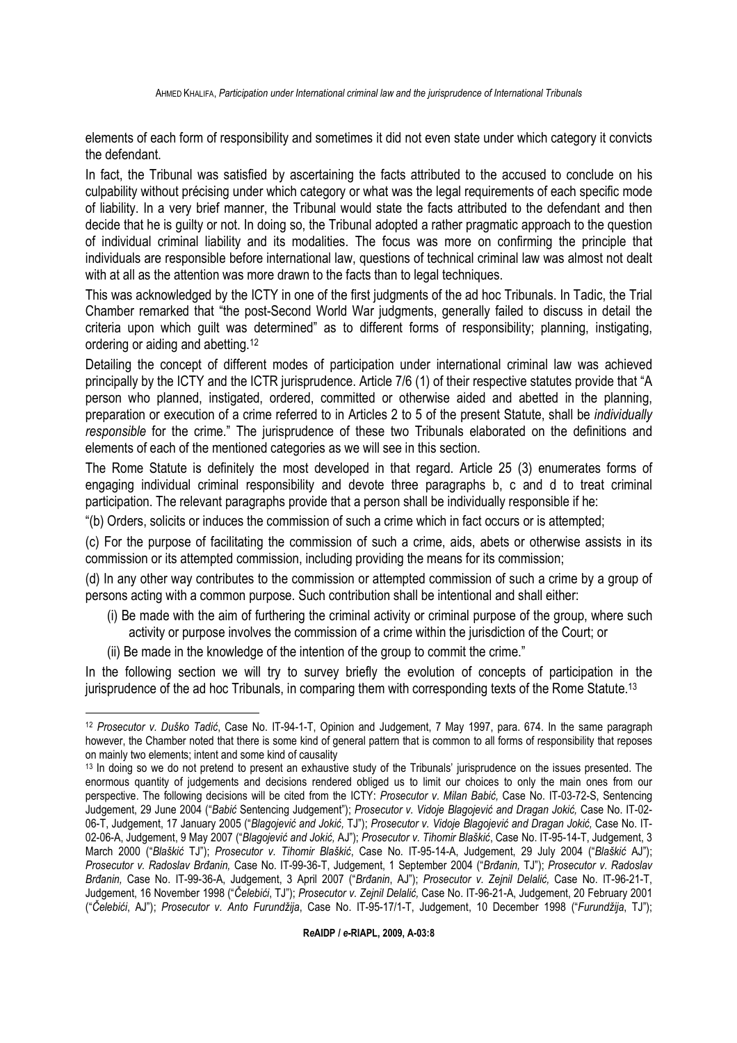elements of each form of responsibility and sometimes it did not even state under which category it convicts the defendant.

In fact, the Tribunal was satisfied by ascertaining the facts attributed to the accused to conclude on his culpability without précising under which category or what was the legal requirements of each specific mode of liability. In a very brief manner, the Tribunal would state the facts attributed to the defendant and then decide that he is guilty or not. In doing so, the Tribunal adopted a rather pragmatic approach to the question of individual criminal liability and its modalities. The focus was more on confirming the principle that individuals are responsible before international law, questions of technical criminal law was almost not dealt with at all as the attention was more drawn to the facts than to legal techniques.

This was acknowledged by the ICTY in one of the first judgments of the ad hoc Tribunals. In Tadic, the Trial Chamber remarked that "the post-Second World War judgments, generally failed to discuss in detail the criteria upon which guilt was determined" as to different forms of responsibility; planning, instigating, ordering or aiding and abetting.[12]

Detailing the concept of different modes of participation under international criminal law was achieved principally by the ICTY and the ICTR jurisprudence. Article 7/6 (1) of their respective statutes provide that "A person who planned, instigated, ordered, committed or otherwise aided and abetted in the planning, preparation or execution of a crime referred to in Articles 2 to 5 of the present Statute, shall be *individually responsible* for the crime." The jurisprudence of these two Tribunals elaborated on the definitions and elements of each of the mentioned categories as we will see in this section.

The Rome Statute is definitely the most developed in that regard. Article 25 (3) enumerates forms of engaging individual criminal responsibility and devote three paragraphs b, c and d to treat criminal participation. The relevant paragraphs provide that a person shall be individually responsible if he:

"(b) Orders, solicits or induces the commission of such a crime which in fact occurs or is attempted;

(c) For the purpose of facilitating the commission of such a crime, aids, abets or otherwise assists in its commission or its attempted commission, including providing the means for its commission;

(d) In any other way contributes to the commission or attempted commission of such a crime by a group of persons acting with a common purpose. Such contribution shall be intentional and shall either:

- (i) Be made with the aim of furthering the criminal activity or criminal purpose of the group, where such activity or purpose involves the commission of a crime within the jurisdiction of the Court; or
- (ii) Be made in the knowledge of the intention of the group to commit the crime."

In the following section we will try to survey briefly the evolution of concepts of participation in the jurisprudence of the ad hoc Tribunals, in comparing them with corresponding texts of the Rome Statute.[13]

---

[12] *Prosecutor v. Duško Tadić*, Case No. IT-94-1-T, Opinion and Judgement, 7 May 1997, para. 674. In the same paragraph however, the Chamber noted that there is some kind of general pattern that is common to all forms of responsibility that reposes on mainly two elements; intent and some kind of causality

[13] In doing so we do not pretend to present an exhaustive study of the Tribunals' jurisprudence on the issues presented. The enormous quantity of judgements and decisions rendered obliged us to limit our choices to only the main ones from our perspective. The following decisions will be cited from the ICTY: *Prosecutor v. Milan Babić,* Case No. IT-03-72-S, Sentencing Judgement, 29 June 2004 ("*Babić* Sentencing Judgement"); *Prosecutor v. Vidoje Blagojević and Dragan Jokić,* Case No. IT-02-06-T, Judgement, 17 January 2005 ("*Blagojević and Jokić,* TJ"); *Prosecutor v. Vidoje Blagojević and Dragan Jokić,* Case No. IT-02-06-A, Judgement, 9 May 2007 ("*Blagojević and Jokić,* AJ"); *Prosecutor v. Tihomir Blaškić*, Case No. IT-95-14-T, Judgement, 3 March 2000 ("*Blaškić* TJ"); *Prosecutor v. Tihomir Blaškić*, Case No. IT-95-14-A, Judgement, 29 July 2004 ("*Blaškić* AJ"); *Prosecutor v. Radoslav Brđanin,* Case No. IT-99-36-T, Judgement, 1 September 2004 ("*Brđanin,* TJ"); *Prosecutor v. Radoslav Brđanin,* Case No. IT-99-36-A, Judgement, 3 April 2007 ("*Brđanin*, AJ"); *Prosecutor v. Zejnil Delalić,* Case No. IT-96-21-T, Judgement, 16 November 1998 ("*Čelebići*, TJ"); *Prosecutor v. Zejnil Delalić,* Case No. IT-96-21-A, Judgement, 20 February 2001 ("*Čelebići*, AJ"); *Prosecutor v. Anto Furundžija*, Case No. IT-95-17/1-T, Judgement, 10 December 1998 ("*Furundžija*, TJ");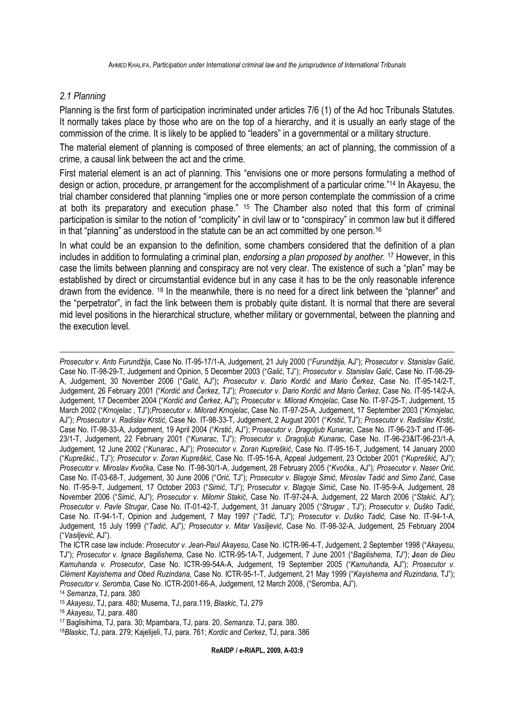### *2.1 Planning*

Planning is the first form of participation incriminated under articles 7/6 (1) of the Ad hoc Tribunals Statutes. It normally takes place by those who are on the top of a hierarchy, and it is usually an early stage of the commission of the crime. It is likely to be applied to "leaders" in a governmental or a military structure.

The material element of planning is composed of three elements; an act of planning, the commission of a crime, a causal link between the act and the crime.

First material element is an act of planning. This "envisions one or more persons formulating a method of design or action, procedure, pr arrangement for the accomplishment of a particular crime."[14] In Akayesu, the trial chamber considered that planning "implies one or more person contemplate the commission of a crime at both its preparatory and execution phase." [15] The Chamber also noted that this form of criminal participation is similar to the notion of "complicity" in civil law or to "conspiracy" in common law but it differed in that "planning" as understood in the statute can be an act committed by one person.[16]

In what could be an expansion to the definition, some chambers considered that the definition of a plan includes in addition to formulating a criminal plan, *endorsing a plan proposed by another.* [17] However, in this case the limits between planning and conspiracy are not very clear. The existence of such a "plan" may be established by direct or circumstantial evidence but in any case it has to be the only reasonable inference drawn from the evidence. [18] In the meanwhile, there is no need for a direct link between the "planner" and the "perpetrator", in fact the link between them is probably quite distant. It is normal that there are several mid level positions in the hierarchical structure, whether military or governmental, between the planning and the execution level.

---

*Prosecutor v. Anto Furundžija*, Case No. IT-95-17/1-A, Judgement, 21 July 2000 ("*Furundžija,* AJ"); *Prosecutor v. Stanislav Galić*, Case No. IT-98-29-T, Judgement and Opinion, 5 December 2003 ("*Galić*, TJ"); *Prosecutor v. Stanislav Galić*, Case No. IT-98-29-A, Judgement, 30 November 2006 ("*Galić,* AJ")**;** *Prosecutor v. Dario Kordić and Mario Čerkez*, Case No. IT-95-14/2-T, Judgement, 26 February 2001 ("*Kordić and Čerkez*, TJ"); *Prosecutor v. Dario Kordić and Mario Čerkez*, Case No. IT-95-14/2-A, Judgement, 17 December 2004 ("*Kordić and Čerkez*, AJ")**;** *Prosecutor v. Milorad Krnojelac*, Case No. IT-97-25-T, Judgement, 15 March 2002 ("*Krnojelac* , TJ");*Prosecutor v. Milorad Krnojelac*, Case No. IT-97-25-A, Judgement, 17 September 2003 ("*Krnojelac*, AJ"); *Prosecutor v. Radislav Krstić*, Case No. IT-98-33-T, Judgement, 2 August 2001 ("*Krstić*, TJ"); *Prosecutor v. Radislav Krstić*, Case No. IT-98-33-A, Judgement, 19 April 2004 ("*Krstić*, AJ"); P*rosecutor v. Dragoljub Kunarac,* Case No. IT-96-23-T and IT-96-23/1-T, Judgement, 22 February 2001 ("*Kunarac*, TJ"); *Prosecutor v. Dragoljub Kunarac,* Case No. IT-96-23&IT-96-23/1-A, Judgement, 12 June 2002 ("*Kunarac.*, AJ"); *Prosecutor v. Zoran Kupreškić*, Case No. IT-95-16-T, Judgement, 14 January 2000 ("*Kupreškić.*, TJ"); *Prosecutor v. Zoran Kupreškić,* Case No. IT-95-16-A, Appeal Judgement, 23 October 2001 ("*Kupreškić,* AJ"); *Prosecutor v. Miroslav Kvočka,* Case No. IT-98-30/1-A, Judgement, 28 February 2005 ("*Kvočka.*, AJ")*; Prosecutor v. Naser Orić*, Case No. IT-03-68-T, Judgement, 30 June 2006 ("*Orić,* TJ"); *Prosecutor v. Blagoje Simić, Miroslav Tadić and Simo Zarić*, Case No. IT-95-9-T, Judgement, 17 October 2003 ("*Simić*, TJ"); P*rosecutor v. Blagoje Simić,* Case No. IT-95-9-A, Judgement, 28 November 2006 ("*Simić*, AJ"); *Prosecutor v. Milomir Stakić*, Case No. IT-97-24-A, Judgement, 22 March 2006 ("*Stakić,* AJ"); *Prosecutor v. Pavle Strugar*, Case No. IT-01-42-T, Judgement, 31 January 2005 ("*Strugar* , TJ"); *Prosecutor v. Duško Tadić*, Case No. IT-94-1-T, Opinion and Judgement, 7 May 1997 ("*Tadić*, TJ"); *Prosecutor v. Duško Tadić,* Case No. IT-94-1-A, Judgement, 15 July 1999 ("*Tadić*, AJ")*; Prosecutor v. Mitar Vasiljević*, Case No. IT-98-32-A, Judgement, 25 February 2004 ("*Vasiljević*, AJ").

The ICTR case law include: *Prosecutor v. Jean-Paul Akayesu*, Case No. ICTR-96-4-T, Judgement, 2 September 1998 ("*Akayesu,* TJ"); *Prosecutor v. Ignace Bagilishema*, Case No. ICTR-95-1A-T, Judgement, 7 June 2001 ("*Bagilishema, TJ")*; **J***ean de Dieu Kamuhanda v. Prosecutor*, Case No. ICTR-99-54A-A, Judgement, 19 September 2005 ("*Kamuhanda*, AJ"); *Prosecutor v. Clément Kayishema and Obed Ruzindana*, Case No. ICTR-95-1-T, Judgement, 21 May 1999 ("*Kayishema and Ruzindana,* TJ"); *Prosecutor v. Seromba,* Case No. ICTR-2001-66-A, Judgement, 12 March 2008, ("Seromba, AJ").

[14] *Semanza*, TJ, para. 380

[15] *Akayesu*, TJ, para. 480; Musema, TJ, para.119, *Blaskic*, TJ, 279

[16] *Akayesu*, TJ, para. 480

[17] Baglisihima, TJ, para. 30; Mpambara, TJ, para. 20, *Semanza*, TJ, para. 380.

[18] *Blaskic*, TJ, para. 279; Kajelijeli, TJ, para. 761; *Kordic and Cerkez*, TJ, para. 386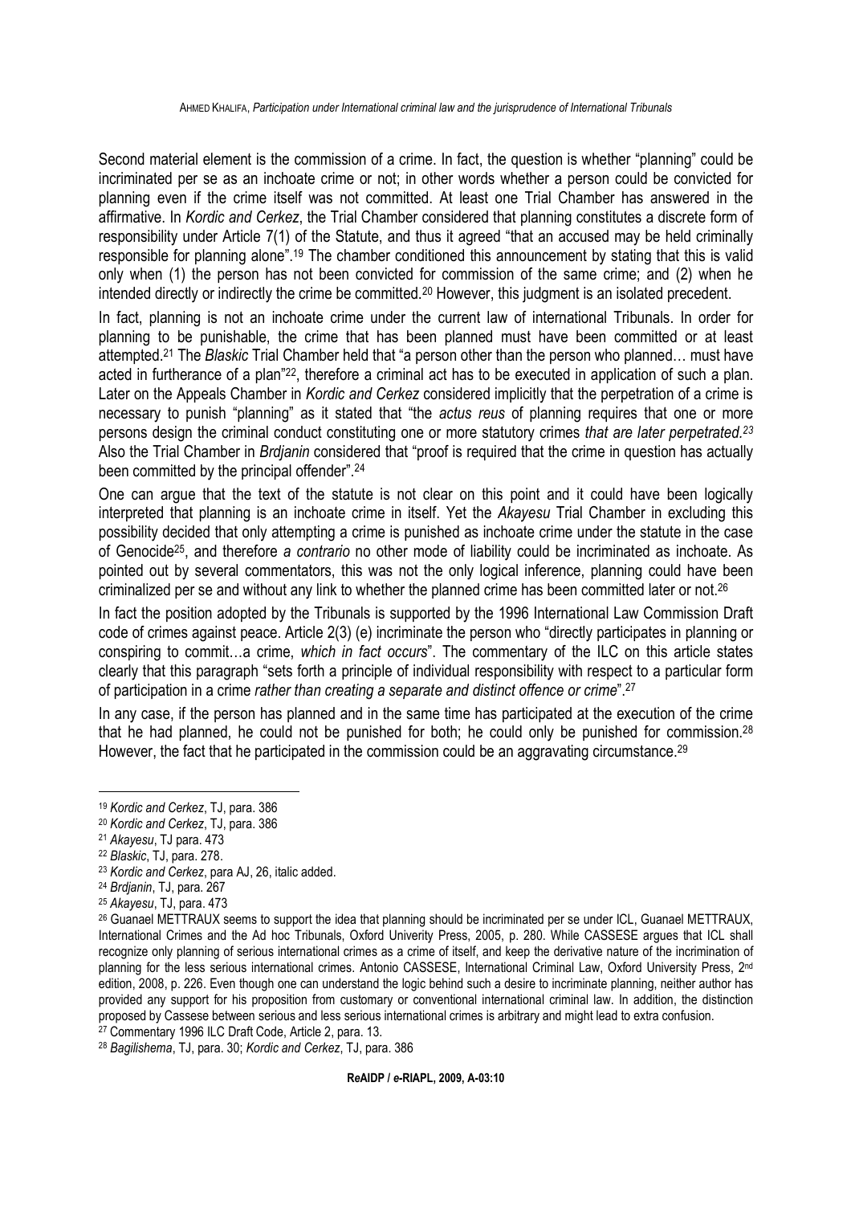Second material element is the commission of a crime. In fact, the question is whether "planning" could be incriminated per se as an inchoate crime or not; in other words whether a person could be convicted for planning even if the crime itself was not committed. At least one Trial Chamber has answered in the affirmative. In *Kordic and Cerkez*, the Trial Chamber considered that planning constitutes a discrete form of responsibility under Article 7(1) of the Statute, and thus it agreed "that an accused may be held criminally responsible for planning alone".[19] The chamber conditioned this announcement by stating that this is valid only when (1) the person has not been convicted for commission of the same crime; and (2) when he intended directly or indirectly the crime be committed.[20] However, this judgment is an isolated precedent.

In fact, planning is not an inchoate crime under the current law of international Tribunals. In order for planning to be punishable, the crime that has been planned must have been committed or at least attempted.[21] The *Blaskic* Trial Chamber held that "a person other than the person who planned… must have acted in furtherance of a plan"[22], therefore a criminal act has to be executed in application of such a plan. Later on the Appeals Chamber in *Kordic and Cerkez* considered implicitly that the perpetration of a crime is necessary to punish "planning" as it stated that "the *actus reus* of planning requires that one or more persons design the criminal conduct constituting one or more statutory crimes *that are later perpetrated.*[23] Also the Trial Chamber in *Brdjanin* considered that "proof is required that the crime in question has actually been committed by the principal offender".[24]

One can argue that the text of the statute is not clear on this point and it could have been logically interpreted that planning is an inchoate crime in itself. Yet the *Akayesu* Trial Chamber in excluding this possibility decided that only attempting a crime is punished as inchoate crime under the statute in the case of Genocide[25], and therefore *a contrario* no other mode of liability could be incriminated as inchoate. As pointed out by several commentators, this was not the only logical inference, planning could have been criminalized per se and without any link to whether the planned crime has been committed later or not.[26]

In fact the position adopted by the Tribunals is supported by the 1996 International Law Commission Draft code of crimes against peace. Article 2(3) (e) incriminate the person who "directly participates in planning or conspiring to commit…a crime, *which in fact occurs*". The commentary of the ILC on this article states clearly that this paragraph "sets forth a principle of individual responsibility with respect to a particular form of participation in a crime *rather than creating a separate and distinct offence or crime*".[27]

In any case, if the person has planned and in the same time has participated at the execution of the crime that he had planned, he could not be punished for both; he could only be punished for commission.[28] However, the fact that he participated in the commission could be an aggravating circumstance.[29]

---

[19] *Kordic and Cerkez*, TJ, para. 386

[20] *Kordic and Cerkez*, TJ, para. 386

[21] *Akayesu*, TJ para. 473

[22] *Blaskic*, TJ, para. 278.

[23] *Kordic and Cerkez*, para AJ, 26, italic added.

[24] *Brdjanin*, TJ, para. 267

[25] *Akayesu*, TJ, para. 473

[26] Guanael METTRAUX seems to support the idea that planning should be incriminated per se under ICL, Guanael METTRAUX, International Crimes and the Ad hoc Tribunals, Oxford Univerity Press, 2005, p. 280. While CASSESE argues that ICL shall recognize only planning of serious international crimes as a crime of itself, and keep the derivative nature of the incrimination of planning for the less serious international crimes. Antonio CASSESE, International Criminal Law, Oxford University Press, 2nd edition, 2008, p. 226. Even though one can understand the logic behind such a desire to incriminate planning, neither author has provided any support for his proposition from customary or conventional international criminal law. In addition, the distinction proposed by Cassese between serious and less serious international crimes is arbitrary and might lead to extra confusion.

[27] Commentary 1996 ILC Draft Code, Article 2, para. 13.

[28] *Bagilishema*, TJ, para. 30; *Kordic and Cerkez*, TJ, para. 386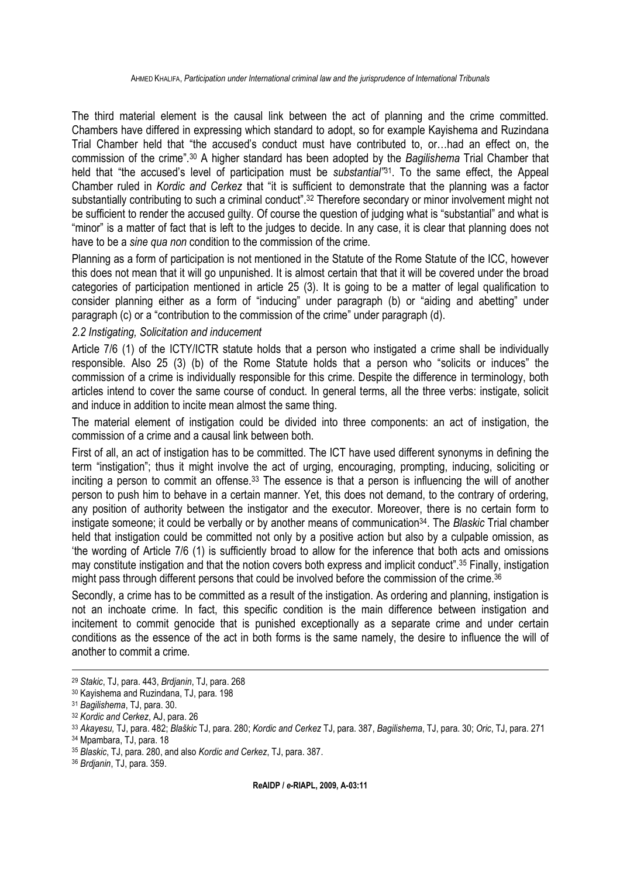The third material element is the causal link between the act of planning and the crime committed. Chambers have differed in expressing which standard to adopt, so for example Kayishema and Ruzindana Trial Chamber held that "the accused's conduct must have contributed to, or…had an effect on, the commission of the crime".[30] A higher standard has been adopted by the *Bagilishema* Trial Chamber that held that "the accused's level of participation must be *substantial"*[31]. To the same effect, the Appeal Chamber ruled in *Kordic and Cerkez* that "it is sufficient to demonstrate that the planning was a factor substantially contributing to such a criminal conduct".[32] Therefore secondary or minor involvement might not be sufficient to render the accused guilty. Of course the question of judging what is "substantial" and what is "minor" is a matter of fact that is left to the judges to decide. In any case, it is clear that planning does not have to be a *sine qua non* condition to the commission of the crime.

Planning as a form of participation is not mentioned in the Statute of the Rome Statute of the ICC, however this does not mean that it will go unpunished. It is almost certain that that it will be covered under the broad categories of participation mentioned in article 25 (3). It is going to be a matter of legal qualification to consider planning either as a form of "inducing" under paragraph (b) or "aiding and abetting" under paragraph (c) or a "contribution to the commission of the crime" under paragraph (d).

### *2.2 Instigating, Solicitation and inducement*

Article 7/6 (1) of the ICTY/ICTR statute holds that a person who instigated a crime shall be individually responsible. Also 25 (3) (b) of the Rome Statute holds that a person who "solicits or induces" the commission of a crime is individually responsible for this crime. Despite the difference in terminology, both articles intend to cover the same course of conduct. In general terms, all the three verbs: instigate, solicit and induce in addition to incite mean almost the same thing.

The material element of instigation could be divided into three components: an act of instigation, the commission of a crime and a causal link between both.

First of all, an act of instigation has to be committed. The ICT have used different synonyms in defining the term "instigation"; thus it might involve the act of urging, encouraging, prompting, inducing, soliciting or inciting a person to commit an offense.[33] The essence is that a person is influencing the will of another person to push him to behave in a certain manner. Yet, this does not demand, to the contrary of ordering, any position of authority between the instigator and the executor. Moreover, there is no certain form to instigate someone; it could be verbally or by another means of communication[34]. The *Blaskic* Trial chamber held that instigation could be committed not only by a positive action but also by a culpable omission, as 'the wording of Article 7/6 (1) is sufficiently broad to allow for the inference that both acts and omissions may constitute instigation and that the notion covers both express and implicit conduct".[35] Finally, instigation might pass through different persons that could be involved before the commission of the crime.[36]

Secondly, a crime has to be committed as a result of the instigation. As ordering and planning, instigation is not an inchoate crime. In fact, this specific condition is the main difference between instigation and incitement to commit genocide that is punished exceptionally as a separate crime and under certain conditions as the essence of the act in both forms is the same namely, the desire to influence the will of another to commit a crime.

---

[29] *Stakic*, TJ, para. 443, *Brdjanin*, TJ, para. 268

[30] Kayishema and Ruzindana, TJ, para. 198

[31] *Bagilishema*, TJ, para. 30.

[32] *Kordic and Cerkez*, AJ, para. 26

[33] *Akayesu,* TJ, para. 482; *Blaškic* TJ, para. 280; *Kordic and Cerkez* TJ, para. 387, *Bagilishema*, TJ, para. 30; *Oric*, TJ, para. 271

[34] Mpambara, TJ, para. 18

[35] *Blaskic*, TJ, para. 280, and also *Kordic and Cerkez*, TJ, para. 387.

[36] *Brdjanin*, TJ, para. 359.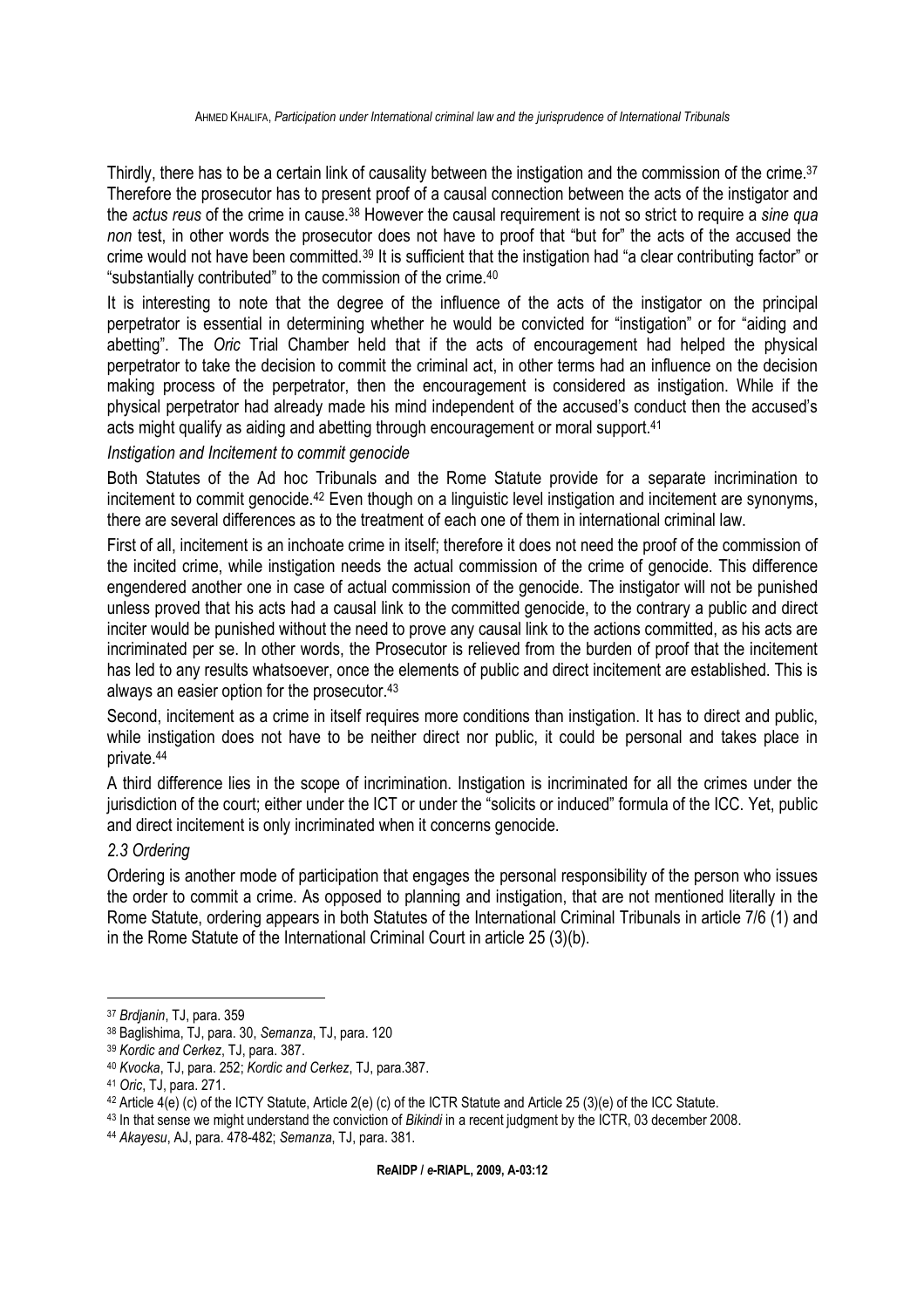Thirdly, there has to be a certain link of causality between the instigation and the commission of the crime.[37] Therefore the prosecutor has to present proof of a causal connection between the acts of the instigator and the *actus reus* of the crime in cause.[38] However the causal requirement is not so strict to require a *sine qua non* test, in other words the prosecutor does not have to proof that "but for" the acts of the accused the crime would not have been committed.[39] It is sufficient that the instigation had "a clear contributing factor" or "substantially contributed" to the commission of the crime.[40]

It is interesting to note that the degree of the influence of the acts of the instigator on the principal perpetrator is essential in determining whether he would be convicted for "instigation" or for "aiding and abetting". The *Oric* Trial Chamber held that if the acts of encouragement had helped the physical perpetrator to take the decision to commit the criminal act, in other terms had an influence on the decision making process of the perpetrator, then the encouragement is considered as instigation. While if the physical perpetrator had already made his mind independent of the accused's conduct then the accused's acts might qualify as aiding and abetting through encouragement or moral support.[41]

*Instigation and Incitement to commit genocide*

Both Statutes of the Ad hoc Tribunals and the Rome Statute provide for a separate incrimination to incitement to commit genocide.[42] Even though on a linguistic level instigation and incitement are synonyms, there are several differences as to the treatment of each one of them in international criminal law.

First of all, incitement is an inchoate crime in itself; therefore it does not need the proof of the commission of the incited crime, while instigation needs the actual commission of the crime of genocide. This difference engendered another one in case of actual commission of the genocide. The instigator will not be punished unless proved that his acts had a causal link to the committed genocide, to the contrary a public and direct inciter would be punished without the need to prove any causal link to the actions committed, as his acts are incriminated per se. In other words, the Prosecutor is relieved from the burden of proof that the incitement has led to any results whatsoever, once the elements of public and direct incitement are established. This is always an easier option for the prosecutor.[43]

Second, incitement as a crime in itself requires more conditions than instigation. It has to direct and public, while instigation does not have to be neither direct nor public, it could be personal and takes place in private.[44]

A third difference lies in the scope of incrimination. Instigation is incriminated for all the crimes under the jurisdiction of the court; either under the ICT or under the "solicits or induced" formula of the ICC. Yet, public and direct incitement is only incriminated when it concerns genocide.

### *2.3 Ordering*

Ordering is another mode of participation that engages the personal responsibility of the person who issues the order to commit a crime. As opposed to planning and instigation, that are not mentioned literally in the Rome Statute, ordering appears in both Statutes of the International Criminal Tribunals in article 7/6 (1) and in the Rome Statute of the International Criminal Court in article 25 (3)(b).

---

[37] *Brdjanin*, TJ, para. 359

[38] Baglishima, TJ, para. 30, *Semanza*, TJ, para. 120

[39] *Kordic and Cerkez*, TJ, para. 387.

[40] *Kvocka*, TJ, para. 252; *Kordic and Cerkez*, TJ, para.387.

[41] *Oric*, TJ, para. 271.

[42] Article 4(e) (c) of the ICTY Statute, Article 2(e) (c) of the ICTR Statute and Article 25 (3)(e) of the ICC Statute.

[43] In that sense we might understand the conviction of *Bikindi* in a recent judgment by the ICTR, 03 december 2008.

[44] *Akayesu*, AJ, para. 478-482; *Semanza*, TJ, para. 381.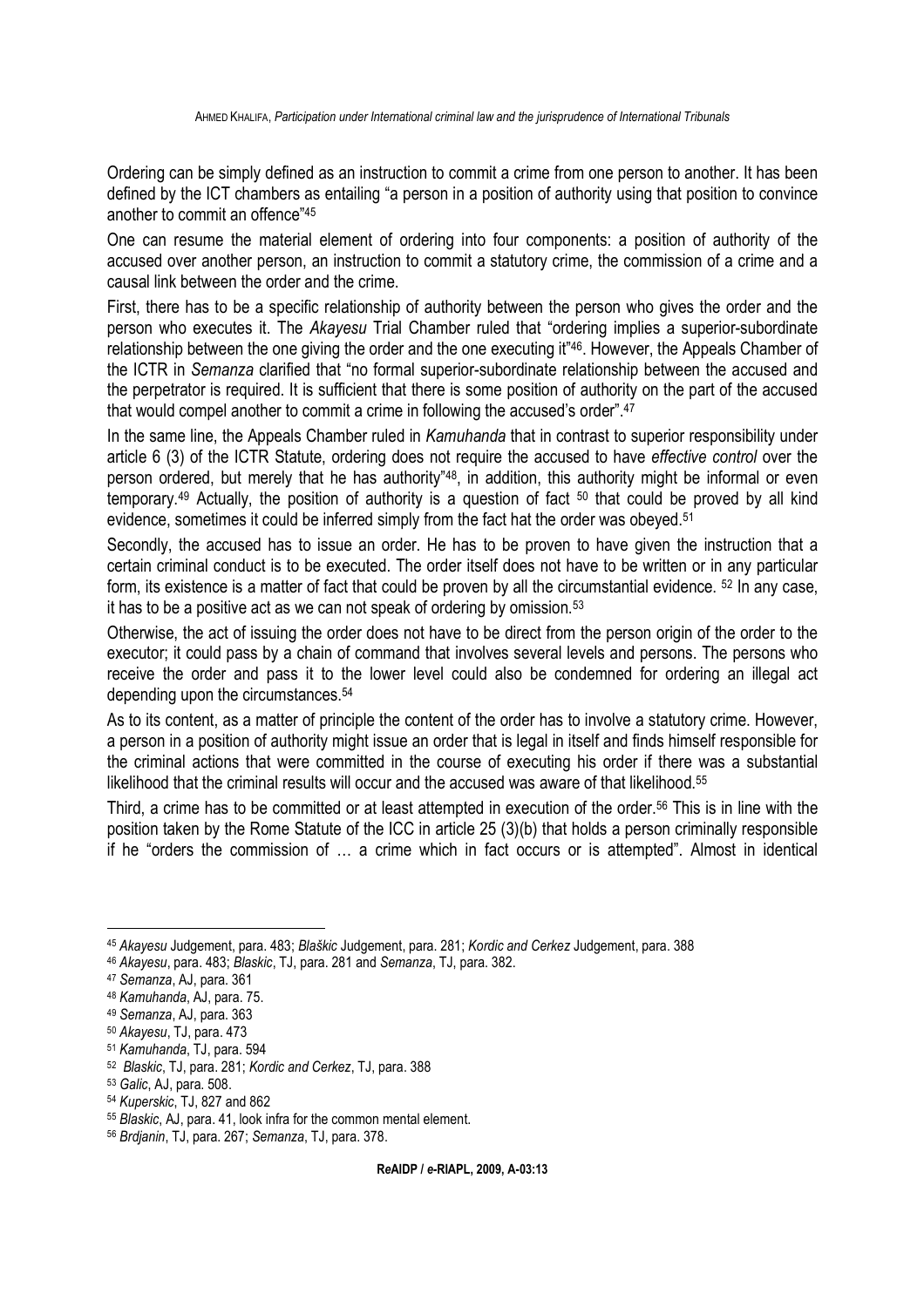Ordering can be simply defined as an instruction to commit a crime from one person to another. It has been defined by the ICT chambers as entailing "a person in a position of authority using that position to convince another to commit an offence"[45]

One can resume the material element of ordering into four components: a position of authority of the accused over another person, an instruction to commit a statutory crime, the commission of a crime and a causal link between the order and the crime.

First, there has to be a specific relationship of authority between the person who gives the order and the person who executes it. The *Akayesu* Trial Chamber ruled that "ordering implies a superior-subordinate relationship between the one giving the order and the one executing it"[46]. However, the Appeals Chamber of the ICTR in *Semanza* clarified that "no formal superior-subordinate relationship between the accused and the perpetrator is required. It is sufficient that there is some position of authority on the part of the accused that would compel another to commit a crime in following the accused's order".[47]

In the same line, the Appeals Chamber ruled in *Kamuhanda* that in contrast to superior responsibility under article 6 (3) of the ICTR Statute, ordering does not require the accused to have *effective control* over the person ordered, but merely that he has authority"[48], in addition, this authority might be informal or even temporary.[49] Actually, the position of authority is a question of fact [50] that could be proved by all kind evidence, sometimes it could be inferred simply from the fact hat the order was obeyed.[51]

Secondly, the accused has to issue an order. He has to be proven to have given the instruction that a certain criminal conduct is to be executed. The order itself does not have to be written or in any particular form, its existence is a matter of fact that could be proven by all the circumstantial evidence. [52] In any case, it has to be a positive act as we can not speak of ordering by omission.[53]

Otherwise, the act of issuing the order does not have to be direct from the person origin of the order to the executor; it could pass by a chain of command that involves several levels and persons. The persons who receive the order and pass it to the lower level could also be condemned for ordering an illegal act depending upon the circumstances.[54]

As to its content, as a matter of principle the content of the order has to involve a statutory crime. However, a person in a position of authority might issue an order that is legal in itself and finds himself responsible for the criminal actions that were committed in the course of executing his order if there was a substantial likelihood that the criminal results will occur and the accused was aware of that likelihood.[55]

Third, a crime has to be committed or at least attempted in execution of the order.[56] This is in line with the position taken by the Rome Statute of the ICC in article 25 (3)(b) that holds a person criminally responsible if he "orders the commission of … a crime which in fact occurs or is attempted". Almost in identical

---

[45] *Akayesu* Judgement, para. 483; *Blaškic* Judgement, para. 281; *Kordic and Cerkez* Judgement, para. 388

[46] *Akayesu*, para. 483; *Blaskic*, TJ, para. 281 and *Semanza*, TJ, para. 382.

[47] *Semanza*, AJ, para. 361

[48] *Kamuhanda*, AJ, para. 75.

[49] *Semanza*, AJ, para. 363

[50] *Akayesu*, TJ, para. 473

[51] *Kamuhanda*, TJ, para. 594

[52] *Blaskic*, TJ, para. 281; *Kordic and Cerkez*, TJ, para. 388

[53] *Galic*, AJ, para. 508.

[54] *Kuperskic*, TJ, 827 and 862

[55] *Blaskic*, AJ, para. 41, look infra for the common mental element.

[56] *Brdjanin*, TJ, para. 267; *Semanza*, TJ, para. 378.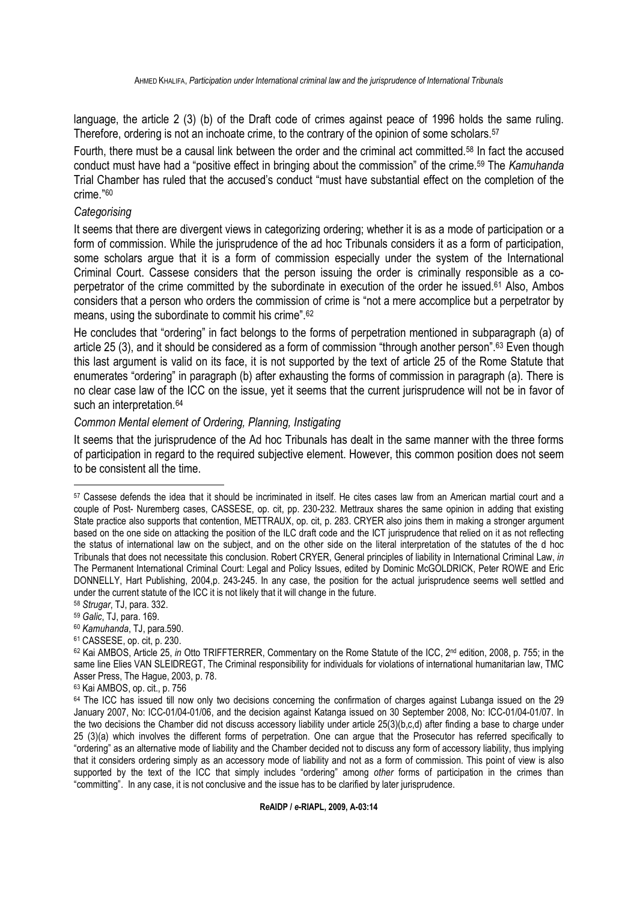language, the article 2 (3) (b) of the Draft code of crimes against peace of 1996 holds the same ruling. Therefore, ordering is not an inchoate crime, to the contrary of the opinion of some scholars.[57]

Fourth, there must be a causal link between the order and the criminal act committed.[58] In fact the accused conduct must have had a "positive effect in bringing about the commission" of the crime.[59] The *Kamuhanda* Trial Chamber has ruled that the accused's conduct "must have substantial effect on the completion of the crime."[60]

*Categorising*

It seems that there are divergent views in categorizing ordering; whether it is as a mode of participation or a form of commission. While the jurisprudence of the ad hoc Tribunals considers it as a form of participation, some scholars argue that it is a form of commission especially under the system of the International Criminal Court. Cassese considers that the person issuing the order is criminally responsible as a co-perpetrator of the crime committed by the subordinate in execution of the order he issued.[61] Also, Ambos considers that a person who orders the commission of crime is "not a mere accomplice but a perpetrator by means, using the subordinate to commit his crime".[62]

He concludes that "ordering" in fact belongs to the forms of perpetration mentioned in subparagraph (a) of article 25 (3), and it should be considered as a form of commission "through another person".[63] Even though this last argument is valid on its face, it is not supported by the text of article 25 of the Rome Statute that enumerates "ordering" in paragraph (b) after exhausting the forms of commission in paragraph (a). There is no clear case law of the ICC on the issue, yet it seems that the current jurisprudence will not be in favor of such an interpretation.[64]

*Common Mental element of Ordering, Planning, Instigating*

It seems that the jurisprudence of the Ad hoc Tribunals has dealt in the same manner with the three forms of participation in regard to the required subjective element. However, this common position does not seem to be consistent all the time.

---

[57] Cassese defends the idea that it should be incriminated in itself. He cites cases law from an American martial court and a couple of Post- Nuremberg cases, CASSESE, op. cit, pp. 230-232. Mettraux shares the same opinion in adding that existing State practice also supports that contention, METTRAUX, op. cit, p. 283. CRYER also joins them in making a stronger argument based on the one side on attacking the position of the ILC draft code and the ICT jurisprudence that relied on it as not reflecting the status of international law on the subject, and on the other side on the literal interpretation of the statutes of the d hoc Tribunals that does not necessitate this conclusion. Robert CRYER, General principles of liability in International Criminal Law, *in* The Permanent International Criminal Court: Legal and Policy Issues, edited by Dominic McGOLDRICK, Peter ROWE and Eric DONNELLY, Hart Publishing, 2004,p. 243-245. In any case, the position for the actual jurisprudence seems well settled and under the current statute of the ICC it is not likely that it will change in the future.

[58] *Strugar*, TJ, para. 332.

[59] *Galic*, TJ, para. 169.

[60] *Kamuhanda*, TJ, para.590.

[61] CASSESE, op. cit, p. 230.

[62] Kai AMBOS, Article 25, *in* Otto TRIFFTERRER, Commentary on the Rome Statute of the ICC, 2nd edition, 2008, p. 755; in the same line Elies VAN SLEIDREGT, The Criminal responsibility for individuals for violations of international humanitarian law, TMC Asser Press, The Hague, 2003, p. 78.

[63] Kai AMBOS, op. cit., p. 756

[64] The ICC has issued till now only two decisions concerning the confirmation of charges against Lubanga issued on the 29 January 2007, No: ICC-01/04-01/06, and the decision against Katanga issued on 30 September 2008, No: ICC-01/04-01/07. In the two decisions the Chamber did not discuss accessory liability under article 25(3)(b,c,d) after finding a base to charge under 25 (3)(a) which involves the different forms of perpetration. One can argue that the Prosecutor has referred specifically to "ordering" as an alternative mode of liability and the Chamber decided not to discuss any form of accessory liability, thus implying that it considers ordering simply as an accessory mode of liability and not as a form of commission. This point of view is also supported by the text of the ICC that simply includes "ordering" among *other* forms of participation in the crimes than "committing". In any case, it is not conclusive and the issue has to be clarified by later jurisprudence.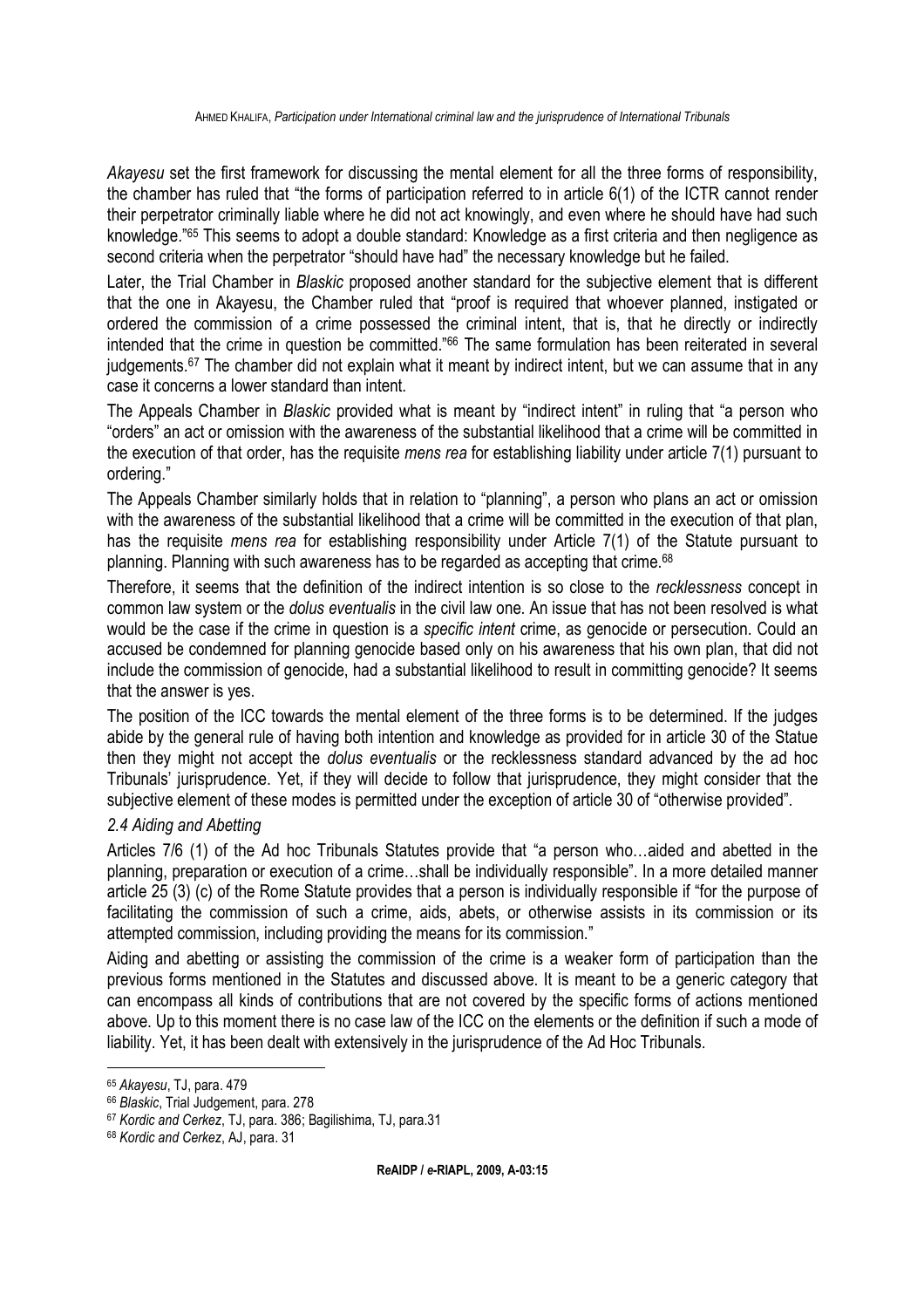*Akayesu* set the first framework for discussing the mental element for all the three forms of responsibility, the chamber has ruled that "the forms of participation referred to in article 6(1) of the ICTR cannot render their perpetrator criminally liable where he did not act knowingly, and even where he should have had such knowledge."[65] This seems to adopt a double standard: Knowledge as a first criteria and then negligence as second criteria when the perpetrator "should have had" the necessary knowledge but he failed.

Later, the Trial Chamber in *Blaskic* proposed another standard for the subjective element that is different that the one in Akayesu, the Chamber ruled that "proof is required that whoever planned, instigated or ordered the commission of a crime possessed the criminal intent, that is, that he directly or indirectly intended that the crime in question be committed."[66] The same formulation has been reiterated in several judgements.[67] The chamber did not explain what it meant by indirect intent, but we can assume that in any case it concerns a lower standard than intent.

The Appeals Chamber in *Blaskic* provided what is meant by "indirect intent" in ruling that "a person who "orders" an act or omission with the awareness of the substantial likelihood that a crime will be committed in the execution of that order, has the requisite *mens rea* for establishing liability under article 7(1) pursuant to ordering."

The Appeals Chamber similarly holds that in relation to "planning", a person who plans an act or omission with the awareness of the substantial likelihood that a crime will be committed in the execution of that plan, has the requisite *mens rea* for establishing responsibility under Article 7(1) of the Statute pursuant to planning. Planning with such awareness has to be regarded as accepting that crime.[68]

Therefore, it seems that the definition of the indirect intention is so close to the *recklessness* concept in common law system or the *dolus eventualis* in the civil law one. An issue that has not been resolved is what would be the case if the crime in question is a *specific intent* crime, as genocide or persecution. Could an accused be condemned for planning genocide based only on his awareness that his own plan, that did not include the commission of genocide, had a substantial likelihood to result in committing genocide? It seems that the answer is yes.

The position of the ICC towards the mental element of the three forms is to be determined. If the judges abide by the general rule of having both intention and knowledge as provided for in article 30 of the Statue then they might not accept the *dolus eventualis* or the recklessness standard advanced by the ad hoc Tribunals' jurisprudence. Yet, if they will decide to follow that jurisprudence, they might consider that the subjective element of these modes is permitted under the exception of article 30 of "otherwise provided".

### *2.4 Aiding and Abetting*

Articles 7/6 (1) of the Ad hoc Tribunals Statutes provide that "a person who…aided and abetted in the planning, preparation or execution of a crime…shall be individually responsible". In a more detailed manner article 25 (3) (c) of the Rome Statute provides that a person is individually responsible if "for the purpose of facilitating the commission of such a crime, aids, abets, or otherwise assists in its commission or its attempted commission, including providing the means for its commission."

Aiding and abetting or assisting the commission of the crime is a weaker form of participation than the previous forms mentioned in the Statutes and discussed above. It is meant to be a generic category that can encompass all kinds of contributions that are not covered by the specific forms of actions mentioned above. Up to this moment there is no case law of the ICC on the elements or the definition if such a mode of liability. Yet, it has been dealt with extensively in the jurisprudence of the Ad Hoc Tribunals.

---

[65] *Akayesu*, TJ, para. 479

[66] *Blaskic*, Trial Judgement, para. 278

[67] *Kordic and Cerkez*, TJ, para. 386; Bagilishima, TJ, para.31

[68] *Kordic and Cerkez*, AJ, para. 31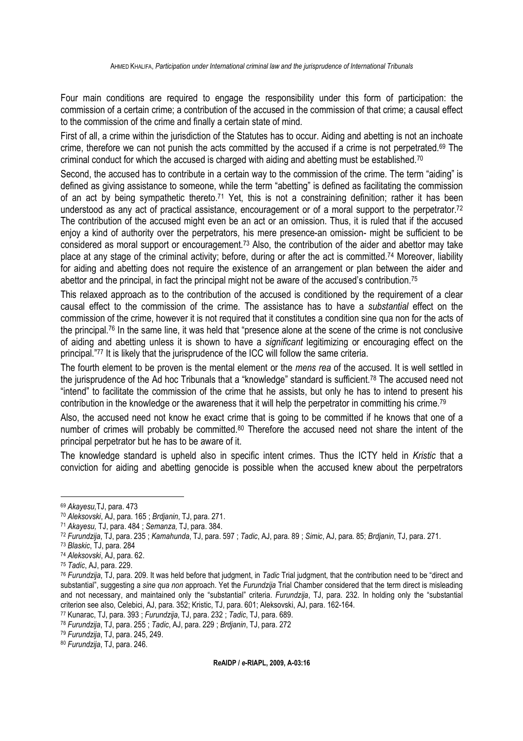Four main conditions are required to engage the responsibility under this form of participation: the commission of a certain crime; a contribution of the accused in the commission of that crime; a causal effect to the commission of the crime and finally a certain state of mind.

First of all, a crime within the jurisdiction of the Statutes has to occur. Aiding and abetting is not an inchoate crime, therefore we can not punish the acts committed by the accused if a crime is not perpetrated.[69] The criminal conduct for which the accused is charged with aiding and abetting must be established.[70]

Second, the accused has to contribute in a certain way to the commission of the crime. The term "aiding" is defined as giving assistance to someone, while the term "abetting" is defined as facilitating the commission of an act by being sympathetic thereto.[71] Yet, this is not a constraining definition; rather it has been understood as any act of practical assistance, encouragement or of a moral support to the perpetrator.[72] The contribution of the accused might even be an act or an omission. Thus, it is ruled that if the accused enjoy a kind of authority over the perpetrators, his mere presence-an omission- might be sufficient to be considered as moral support or encouragement.[73] Also, the contribution of the aider and abettor may take place at any stage of the criminal activity; before, during or after the act is committed.[74] Moreover, liability for aiding and abetting does not require the existence of an arrangement or plan between the aider and abettor and the principal, in fact the principal might not be aware of the accused's contribution.[75]

This relaxed approach as to the contribution of the accused is conditioned by the requirement of a clear causal effect to the commission of the crime. The assistance has to have a *substantial* effect on the commission of the crime, however it is not required that it constitutes a condition sine qua non for the acts of the principal.[76] In the same line, it was held that "presence alone at the scene of the crime is not conclusive of aiding and abetting unless it is shown to have a *significant* legitimizing or encouraging effect on the principal."[77] It is likely that the jurisprudence of the ICC will follow the same criteria.

The fourth element to be proven is the mental element or the *mens rea* of the accused. It is well settled in the jurisprudence of the Ad hoc Tribunals that a "knowledge" standard is sufficient.[78] The accused need not "intend" to facilitate the commission of the crime that he assists, but only he has to intend to present his contribution in the knowledge or the awareness that it will help the perpetrator in committing his crime.[79]

Also, the accused need not know he exact crime that is going to be committed if he knows that one of a number of crimes will probably be committed.[80] Therefore the accused need not share the intent of the principal perpetrator but he has to be aware of it.

The knowledge standard is upheld also in specific intent crimes. Thus the ICTY held in *Kristic* that a conviction for aiding and abetting genocide is possible when the accused knew about the perpetrators

---

[69] *Akayesu,*TJ, para. 473

[70] *Aleksovski*, AJ, para. 165 ; *Brdjanin*, TJ, para. 271.

[71] *Akayesu,* TJ, para. 484 ; *Semanza,* TJ, para. 384.

[72] *Furundzija*, TJ, para. 235 ; *Kamahunda*, TJ, para. 597 ; *Tadic*, AJ, para. 89 ; *Simic*, AJ, para. 85; *Brdjanin*, TJ, para. 271.

[73] *Blaskic*, TJ, para. 284

[74] *Aleksovski*, AJ, para. 62.

[75] *Tadic*, AJ, para. 229.

[76] *Furundzija*, TJ, para. 209. It was held before that judgment, in *Tadic* Trial judgment, that the contribution need to be "direct and substantial", suggesting a *sine qua non* approach. Yet the *Furundzija* Trial Chamber considered that the term direct is misleading and not necessary, and maintained only the "substantial" criteria. *Furundzija*, TJ, para. 232. In holding only the "substantial criterion see also, Celebici, AJ, para. 352; Kristic, TJ, para. 601; Aleksovski, AJ, para. 162-164.

[77] Kunarac, TJ, para. 393 ; *Furundzija*, TJ, para. 232 ; *Tadic*, TJ, para. 689.

[78] *Furundzija*, TJ, para. 255 ; *Tadic*, AJ, para. 229 ; *Brdjanin*, TJ, para. 272

[79] *Furundzija*, TJ, para. 245, 249.

[80] *Furundzija*, TJ, para. 246.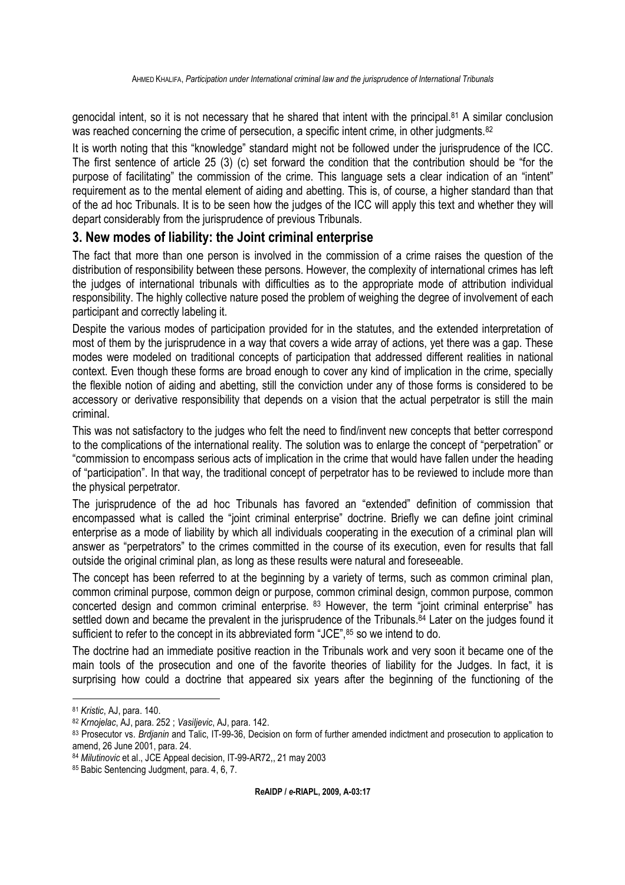genocidal intent, so it is not necessary that he shared that intent with the principal.[81] A similar conclusion was reached concerning the crime of persecution, a specific intent crime, in other judgments.[82]

It is worth noting that this "knowledge" standard might not be followed under the jurisprudence of the ICC. The first sentence of article 25 (3) (c) set forward the condition that the contribution should be "for the purpose of facilitating" the commission of the crime. This language sets a clear indication of an "intent" requirement as to the mental element of aiding and abetting. This is, of course, a higher standard than that of the ad hoc Tribunals. It is to be seen how the judges of the ICC will apply this text and whether they will depart considerably from the jurisprudence of previous Tribunals.

## 3. New modes of liability: the Joint criminal enterprise

The fact that more than one person is involved in the commission of a crime raises the question of the distribution of responsibility between these persons. However, the complexity of international crimes has left the judges of international tribunals with difficulties as to the appropriate mode of attribution individual responsibility. The highly collective nature posed the problem of weighing the degree of involvement of each participant and correctly labeling it.

Despite the various modes of participation provided for in the statutes, and the extended interpretation of most of them by the jurisprudence in a way that covers a wide array of actions, yet there was a gap. These modes were modeled on traditional concepts of participation that addressed different realities in national context. Even though these forms are broad enough to cover any kind of implication in the crime, specially the flexible notion of aiding and abetting, still the conviction under any of those forms is considered to be accessory or derivative responsibility that depends on a vision that the actual perpetrator is still the main criminal.

This was not satisfactory to the judges who felt the need to find/invent new concepts that better correspond to the complications of the international reality. The solution was to enlarge the concept of "perpetration" or "commission to encompass serious acts of implication in the crime that would have fallen under the heading of "participation". In that way, the traditional concept of perpetrator has to be reviewed to include more than the physical perpetrator.

The jurisprudence of the ad hoc Tribunals has favored an "extended" definition of commission that encompassed what is called the "joint criminal enterprise" doctrine. Briefly we can define joint criminal enterprise as a mode of liability by which all individuals cooperating in the execution of a criminal plan will answer as "perpetrators" to the crimes committed in the course of its execution, even for results that fall outside the original criminal plan, as long as these results were natural and foreseeable.

The concept has been referred to at the beginning by a variety of terms, such as common criminal plan, common criminal purpose, common deign or purpose, common criminal design, common purpose, common concerted design and common criminal enterprise. [83] However, the term "joint criminal enterprise" has settled down and became the prevalent in the jurisprudence of the Tribunals.[84] Later on the judges found it sufficient to refer to the concept in its abbreviated form "JCE",[85] so we intend to do.

The doctrine had an immediate positive reaction in the Tribunals work and very soon it became one of the main tools of the prosecution and one of the favorite theories of liability for the Judges. In fact, it is surprising how could a doctrine that appeared six years after the beginning of the functioning of the

---

[81] *Kristic*, AJ, para. 140.

[82] *Krnojelac*, AJ, para. 252 ; *Vasiljevic*, AJ, para. 142.

[83] Prosecutor vs. *Brdjanin* and Talic, IT-99-36, Decision on form of further amended indictment and prosecution to application to amend, 26 June 2001, para. 24.

[84] *Milutinovic* et al., JCE Appeal decision, IT-99-AR72,, 21 may 2003

[85] Babic Sentencing Judgment, para. 4, 6, 7.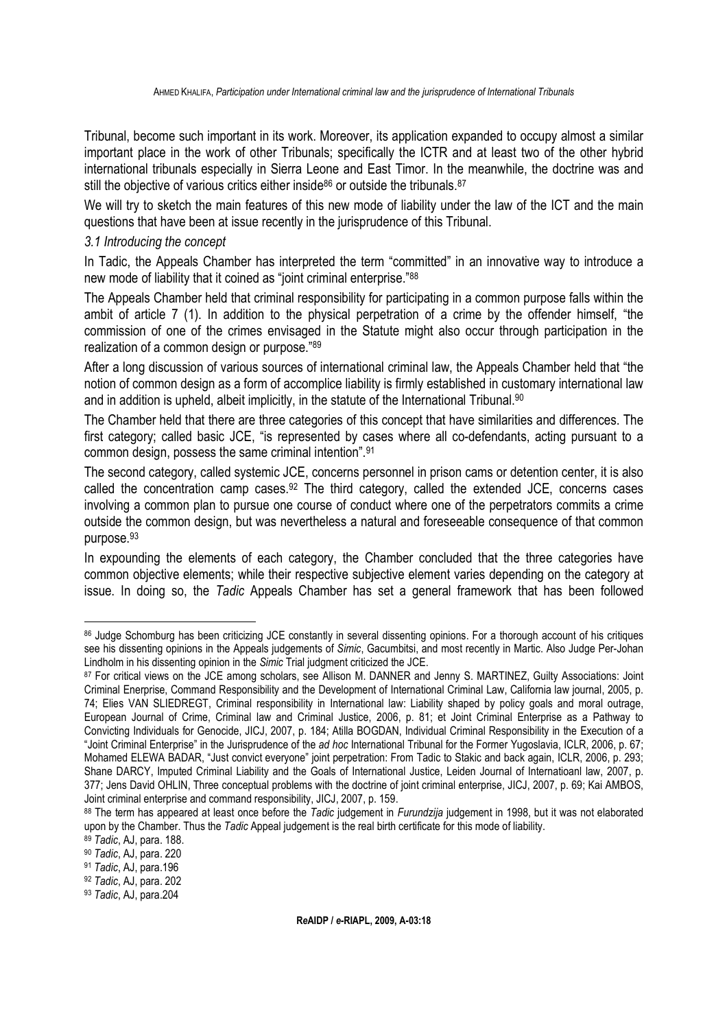Tribunal, become such important in its work. Moreover, its application expanded to occupy almost a similar important place in the work of other Tribunals; specifically the ICTR and at least two of the other hybrid international tribunals especially in Sierra Leone and East Timor. In the meanwhile, the doctrine was and still the objective of various critics either inside[86] or outside the tribunals.[87]

We will try to sketch the main features of this new mode of liability under the law of the ICT and the main questions that have been at issue recently in the jurisprudence of this Tribunal.

*3.1 Introducing the concept*

In Tadic, the Appeals Chamber has interpreted the term "committed" in an innovative way to introduce a new mode of liability that it coined as "joint criminal enterprise."[88]

The Appeals Chamber held that criminal responsibility for participating in a common purpose falls within the ambit of article 7 (1). In addition to the physical perpetration of a crime by the offender himself, "the commission of one of the crimes envisaged in the Statute might also occur through participation in the realization of a common design or purpose."[89]

After a long discussion of various sources of international criminal law, the Appeals Chamber held that "the notion of common design as a form of accomplice liability is firmly established in customary international law and in addition is upheld, albeit implicitly, in the statute of the International Tribunal.[90]

The Chamber held that there are three categories of this concept that have similarities and differences. The first category; called basic JCE, "is represented by cases where all co-defendants, acting pursuant to a common design, possess the same criminal intention".[91]

The second category, called systemic JCE, concerns personnel in prison cams or detention center, it is also called the concentration camp cases.[92] The third category, called the extended JCE, concerns cases involving a common plan to pursue one course of conduct where one of the perpetrators commits a crime outside the common design, but was nevertheless a natural and foreseeable consequence of that common purpose.[93]

In expounding the elements of each category, the Chamber concluded that the three categories have common objective elements; while their respective subjective element varies depending on the category at issue. In doing so, the *Tadic* Appeals Chamber has set a general framework that has been followed

---

[86] Judge Schomburg has been criticizing JCE constantly in several dissenting opinions. For a thorough account of his critiques see his dissenting opinions in the Appeals judgements of *Simic*, Gacumbitsi, and most recently in Martic. Also Judge Per-Johan Lindholm in his dissenting opinion in the *Simic* Trial judgment criticized the JCE.

[87] For critical views on the JCE among scholars, see Allison M. DANNER and Jenny S. MARTINEZ, Guilty Associations: Joint Criminal Enerprise, Command Responsibility and the Development of International Criminal Law, California law journal, 2005, p. 74; Elies VAN SLIEDREGT, Criminal responsibility in International law: Liability shaped by policy goals and moral outrage, European Journal of Crime, Criminal law and Criminal Justice, 2006, p. 81; et Joint Criminal Enterprise as a Pathway to Convicting Individuals for Genocide, JICJ, 2007, p. 184; Atilla BOGDAN, Individual Criminal Responsibility in the Execution of a "Joint Criminal Enterprise" in the Jurisprudence of the *ad hoc* International Tribunal for the Former Yugoslavia, ICLR, 2006, p. 67; Mohamed ELEWA BADAR, "Just convict everyone" joint perpetration: From Tadic to Stakic and back again, ICLR, 2006, p. 293; Shane DARCY, Imputed Criminal Liability and the Goals of International Justice, Leiden Journal of Internatioanl law, 2007, p. 377; Jens David OHLIN, Three conceptual problems with the doctrine of joint criminal enterprise, JICJ, 2007, p. 69; Kai AMBOS, Joint criminal enterprise and command responsibility, JICJ, 2007, p. 159.

[88] The term has appeared at least once before the *Tadic* judgement in *Furundzija* judgement in 1998, but it was not elaborated upon by the Chamber. Thus the *Tadic* Appeal judgement is the real birth certificate for this mode of liability.

[89] *Tadic*, AJ, para. 188.

[90] *Tadic*, AJ, para. 220

[91] *Tadic*, AJ, para.196

[92] *Tadic*, AJ, para. 202

[93] *Tadic*, AJ, para.204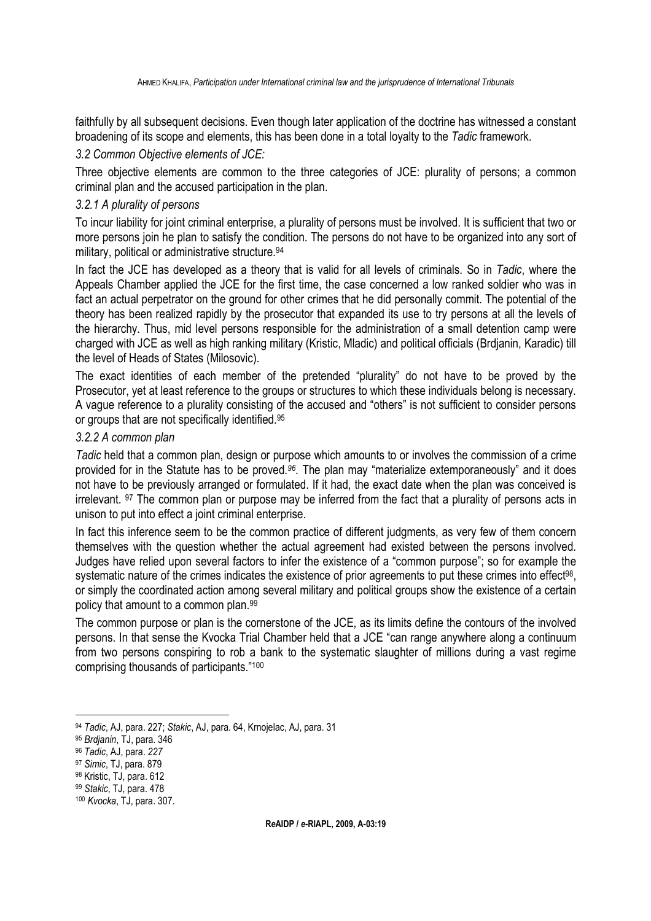faithfully by all subsequent decisions. Even though later application of the doctrine has witnessed a constant broadening of its scope and elements, this has been done in a total loyalty to the *Tadic* framework.

### *3.2 Common Objective elements of JCE:*

Three objective elements are common to the three categories of JCE: plurality of persons; a common criminal plan and the accused participation in the plan.

#### *3.2.1 A plurality of persons*

To incur liability for joint criminal enterprise, a plurality of persons must be involved. It is sufficient that two or more persons join he plan to satisfy the condition. The persons do not have to be organized into any sort of military, political or administrative structure.[94]

In fact the JCE has developed as a theory that is valid for all levels of criminals. So in *Tadic*, where the Appeals Chamber applied the JCE for the first time, the case concerned a low ranked soldier who was in fact an actual perpetrator on the ground for other crimes that he did personally commit. The potential of the theory has been realized rapidly by the prosecutor that expanded its use to try persons at all the levels of the hierarchy. Thus, mid level persons responsible for the administration of a small detention camp were charged with JCE as well as high ranking military (Kristic, Mladic) and political officials (Brdjanin, Karadic) till the level of Heads of States (Milosovic).

The exact identities of each member of the pretended "plurality" do not have to be proved by the Prosecutor, yet at least reference to the groups or structures to which these individuals belong is necessary. A vague reference to a plurality consisting of the accused and "others" is not sufficient to consider persons or groups that are not specifically identified.[95]

#### *3.2.2 A common plan*

*Tadic* held that a common plan, design or purpose which amounts to or involves the commission of a crime provided for in the Statute has to be proved.[96]. The plan may "materialize extemporaneously" and it does not have to be previously arranged or formulated. If it had, the exact date when the plan was conceived is irrelevant. [97] The common plan or purpose may be inferred from the fact that a plurality of persons acts in unison to put into effect a joint criminal enterprise.

In fact this inference seem to be the common practice of different judgments, as very few of them concern themselves with the question whether the actual agreement had existed between the persons involved. Judges have relied upon several factors to infer the existence of a "common purpose"; so for example the systematic nature of the crimes indicates the existence of prior agreements to put these crimes into effect[98], or simply the coordinated action among several military and political groups show the existence of a certain policy that amount to a common plan.[99]

The common purpose or plan is the cornerstone of the JCE, as its limits define the contours of the involved persons. In that sense the Kvocka Trial Chamber held that a JCE "can range anywhere along a continuum from two persons conspiring to rob a bank to the systematic slaughter of millions during a vast regime comprising thousands of participants."[100]

---

[94] *Tadic*, AJ, para. 227; *Stakic*, AJ, para. 64, Krnojelac, AJ, para. 31

[95] *Brdjanin*, TJ, para. 346

[96] *Tadic*, AJ, para. *227*

[97] *Simic*, TJ, para. 879

[98] Kristic, TJ, para. 612

[99] *Stakic*, TJ, para. 478

[100] *Kvocka*, TJ, para. 307.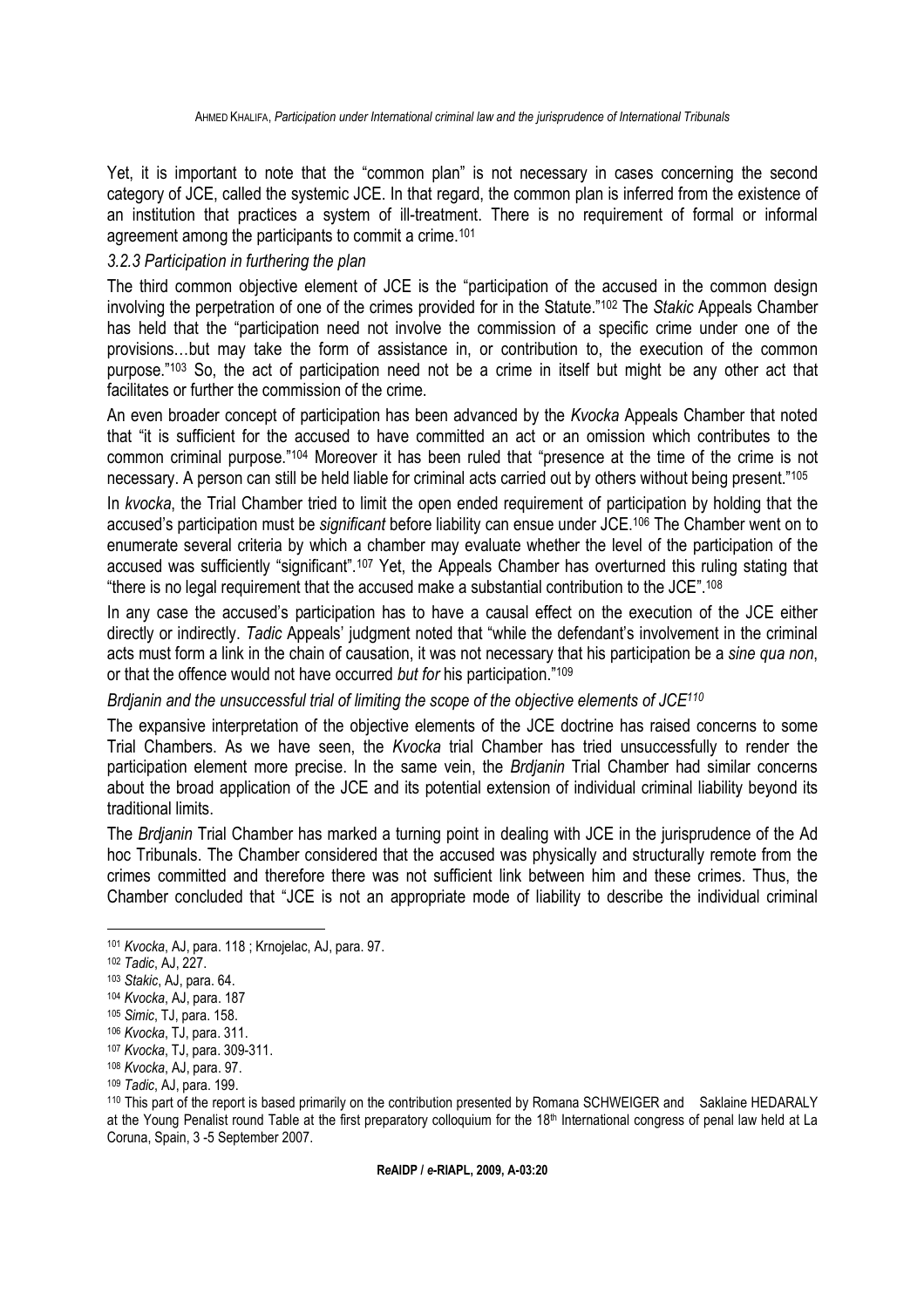Yet, it is important to note that the "common plan" is not necessary in cases concerning the second category of JCE, called the systemic JCE. In that regard, the common plan is inferred from the existence of an institution that practices a system of ill-treatment. There is no requirement of formal or informal agreement among the participants to commit a crime.[101]

### *3.2.3 Participation in furthering the plan*

The third common objective element of JCE is the "participation of the accused in the common design involving the perpetration of one of the crimes provided for in the Statute."[102] The *Stakic* Appeals Chamber has held that the "participation need not involve the commission of a specific crime under one of the provisions…but may take the form of assistance in, or contribution to, the execution of the common purpose."[103] So, the act of participation need not be a crime in itself but might be any other act that facilitates or further the commission of the crime.

An even broader concept of participation has been advanced by the *Kvocka* Appeals Chamber that noted that "it is sufficient for the accused to have committed an act or an omission which contributes to the common criminal purpose."[104] Moreover it has been ruled that "presence at the time of the crime is not necessary. A person can still be held liable for criminal acts carried out by others without being present."[105]

In *kvocka*, the Trial Chamber tried to limit the open ended requirement of participation by holding that the accused's participation must be *significant* before liability can ensue under JCE.[106] The Chamber went on to enumerate several criteria by which a chamber may evaluate whether the level of the participation of the accused was sufficiently "significant".[107] Yet, the Appeals Chamber has overturned this ruling stating that "there is no legal requirement that the accused make a substantial contribution to the JCE".[108]

In any case the accused's participation has to have a causal effect on the execution of the JCE either directly or indirectly. *Tadic* Appeals' judgment noted that "while the defendant's involvement in the criminal acts must form a link in the chain of causation, it was not necessary that his participation be a *sine qua non*, or that the offence would not have occurred *but for* his participation."[109]

### *Brdjanin and the unsuccessful trial of limiting the scope of the objective elements of JCE[110]*

The expansive interpretation of the objective elements of the JCE doctrine has raised concerns to some Trial Chambers. As we have seen, the *Kvocka* trial Chamber has tried unsuccessfully to render the participation element more precise. In the same vein, the *Brdjanin* Trial Chamber had similar concerns about the broad application of the JCE and its potential extension of individual criminal liability beyond its traditional limits.

The *Brdjanin* Trial Chamber has marked a turning point in dealing with JCE in the jurisprudence of the Ad hoc Tribunals. The Chamber considered that the accused was physically and structurally remote from the crimes committed and therefore there was not sufficient link between him and these crimes. Thus, the Chamber concluded that "JCE is not an appropriate mode of liability to describe the individual criminal

---

[101] *Kvocka*, AJ, para. 118 ; Krnojelac, AJ, para. 97.

[102] *Tadic*, AJ, 227.

[103] *Stakic*, AJ, para. 64.

[104] *Kvocka*, AJ, para. 187

[105] *Simic*, TJ, para. 158.

[106] *Kvocka*, TJ, para. 311.

[107] *Kvocka*, TJ, para. 309-311.

[108] *Kvocka*, AJ, para. 97.

[109] *Tadic*, AJ, para. 199.

[110] This part of the report is based primarily on the contribution presented by Romana SCHWEIGER and Saklaine HEDARALY at the Young Penalist round Table at the first preparatory colloquium for the 18th International congress of penal law held at La Coruna, Spain, 3 -5 September 2007.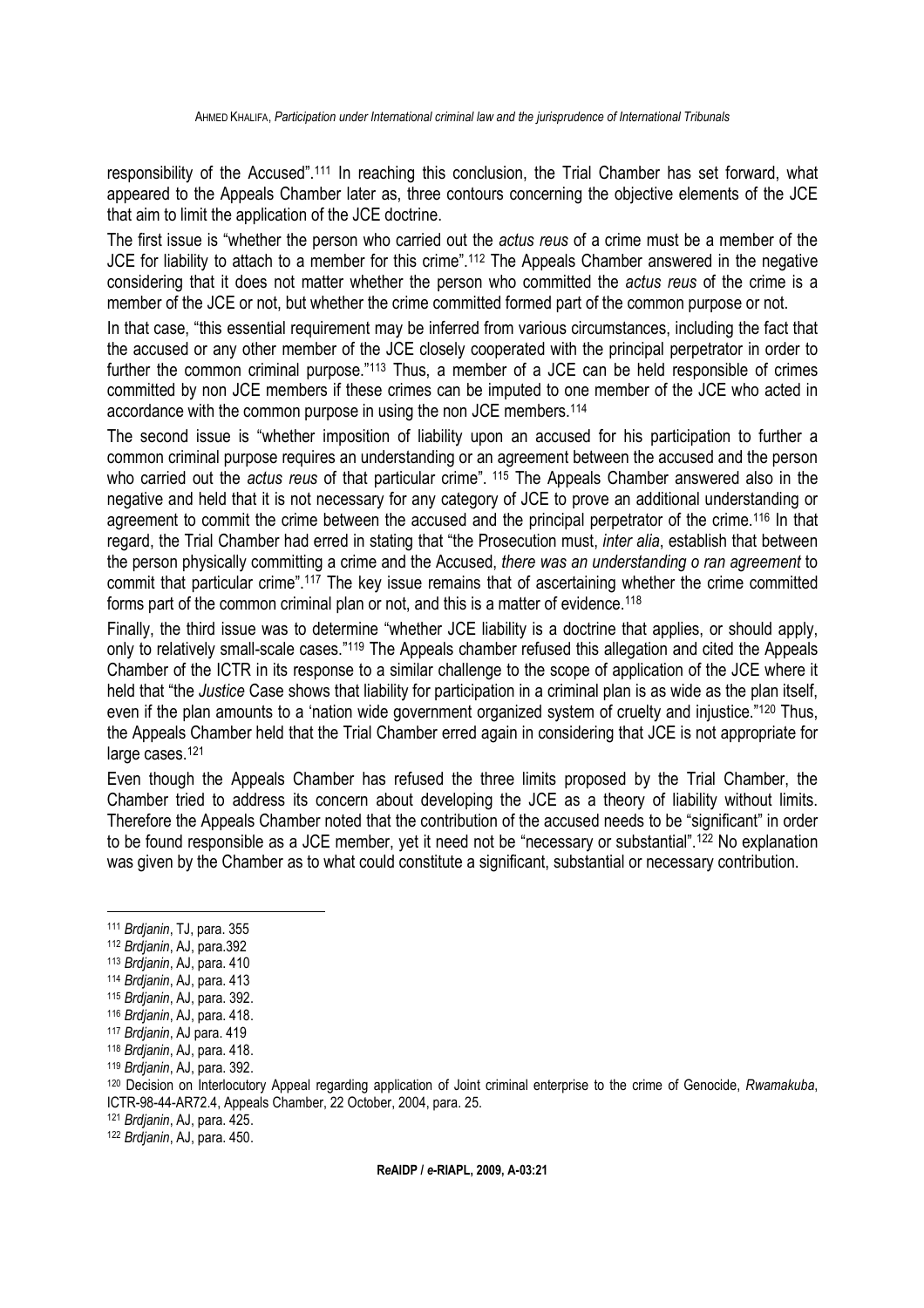responsibility of the Accused".[111] In reaching this conclusion, the Trial Chamber has set forward, what appeared to the Appeals Chamber later as, three contours concerning the objective elements of the JCE that aim to limit the application of the JCE doctrine.

The first issue is "whether the person who carried out the *actus reus* of a crime must be a member of the JCE for liability to attach to a member for this crime".[112] The Appeals Chamber answered in the negative considering that it does not matter whether the person who committed the *actus reus* of the crime is a member of the JCE or not, but whether the crime committed formed part of the common purpose or not.

In that case, "this essential requirement may be inferred from various circumstances, including the fact that the accused or any other member of the JCE closely cooperated with the principal perpetrator in order to further the common criminal purpose."[113] Thus, a member of a JCE can be held responsible of crimes committed by non JCE members if these crimes can be imputed to one member of the JCE who acted in accordance with the common purpose in using the non JCE members.[114]

The second issue is "whether imposition of liability upon an accused for his participation to further a common criminal purpose requires an understanding or an agreement between the accused and the person who carried out the *actus reus* of that particular crime". [115] The Appeals Chamber answered also in the negative and held that it is not necessary for any category of JCE to prove an additional understanding or agreement to commit the crime between the accused and the principal perpetrator of the crime.[116] In that regard, the Trial Chamber had erred in stating that "the Prosecution must, *inter alia*, establish that between the person physically committing a crime and the Accused, *there was an understanding o ran agreement* to commit that particular crime".[117] The key issue remains that of ascertaining whether the crime committed forms part of the common criminal plan or not, and this is a matter of evidence.[118]

Finally, the third issue was to determine "whether JCE liability is a doctrine that applies, or should apply, only to relatively small-scale cases."[119] The Appeals chamber refused this allegation and cited the Appeals Chamber of the ICTR in its response to a similar challenge to the scope of application of the JCE where it held that "the *Justice* Case shows that liability for participation in a criminal plan is as wide as the plan itself, even if the plan amounts to a 'nation wide government organized system of cruelty and injustice."[120] Thus, the Appeals Chamber held that the Trial Chamber erred again in considering that JCE is not appropriate for large cases.[121]

Even though the Appeals Chamber has refused the three limits proposed by the Trial Chamber, the Chamber tried to address its concern about developing the JCE as a theory of liability without limits. Therefore the Appeals Chamber noted that the contribution of the accused needs to be "significant" in order to be found responsible as a JCE member, yet it need not be "necessary or substantial".[122] No explanation was given by the Chamber as to what could constitute a significant, substantial or necessary contribution.

---

[111] *Brdjanin*, TJ, para. 355
[112] *Brdjanin*, AJ, para.392
[113] *Brdjanin*, AJ, para. 410
[114] *Brdjanin*, AJ, para. 413
[115] *Brdjanin*, AJ, para. 392.
[116] *Brdjanin*, AJ, para. 418.
[117] *Brdjanin*, AJ para. 419
[118] *Brdjanin*, AJ, para. 418.
[119] *Brdjanin*, AJ, para. 392.
[120] Decision on Interlocutory Appeal regarding application of Joint criminal enterprise to the crime of Genocide, *Rwamakuba*, ICTR-98-44-AR72.4, Appeals Chamber, 22 October, 2004, para. 25.
[121] *Brdjanin*, AJ, para. 425.
[122] *Brdjanin*, AJ, para. 450.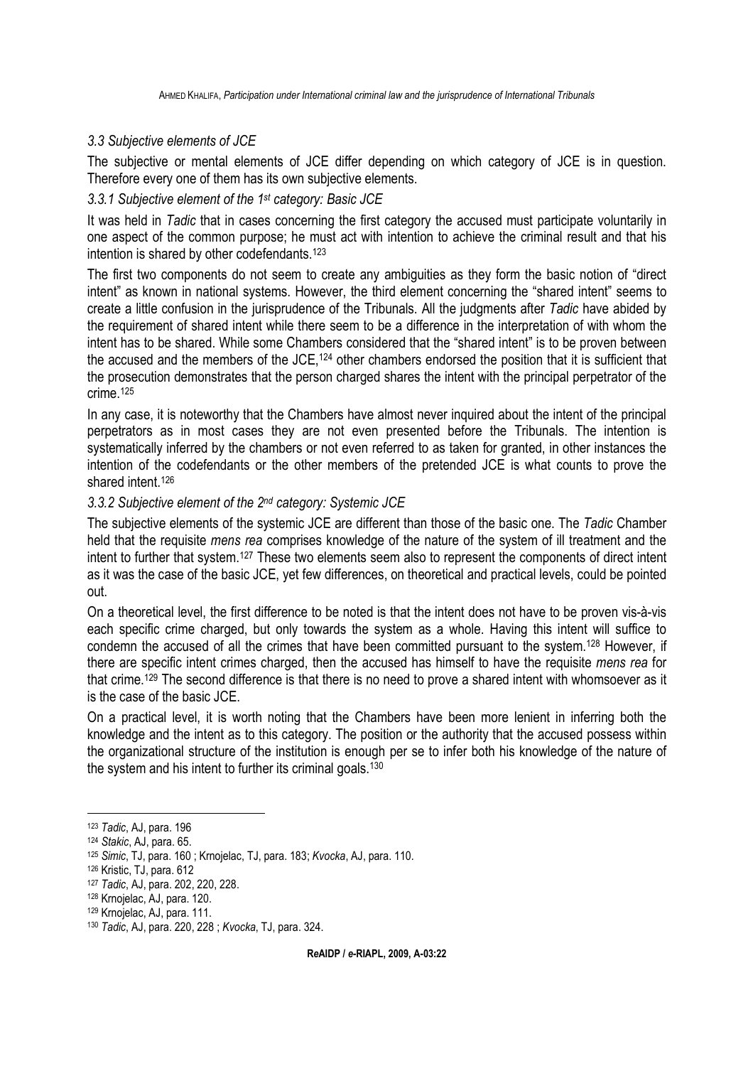### *3.3 Subjective elements of JCE*

The subjective or mental elements of JCE differ depending on which category of JCE is in question. Therefore every one of them has its own subjective elements.

#### *3.3.1 Subjective element of the 1st category: Basic JCE*

It was held in *Tadic* that in cases concerning the first category the accused must participate voluntarily in one aspect of the common purpose; he must act with intention to achieve the criminal result and that his intention is shared by other codefendants.[123]

The first two components do not seem to create any ambiguities as they form the basic notion of "direct intent" as known in national systems. However, the third element concerning the "shared intent" seems to create a little confusion in the jurisprudence of the Tribunals. All the judgments after *Tadic* have abided by the requirement of shared intent while there seem to be a difference in the interpretation of with whom the intent has to be shared. While some Chambers considered that the "shared intent" is to be proven between the accused and the members of the JCE,[124] other chambers endorsed the position that it is sufficient that the prosecution demonstrates that the person charged shares the intent with the principal perpetrator of the crime.[125]

In any case, it is noteworthy that the Chambers have almost never inquired about the intent of the principal perpetrators as in most cases they are not even presented before the Tribunals. The intention is systematically inferred by the chambers or not even referred to as taken for granted, in other instances the intention of the codefendants or the other members of the pretended JCE is what counts to prove the shared intent.[126]

#### *3.3.2 Subjective element of the 2nd category: Systemic JCE*

The subjective elements of the systemic JCE are different than those of the basic one. The *Tadic* Chamber held that the requisite *mens rea* comprises knowledge of the nature of the system of ill treatment and the intent to further that system.[127] These two elements seem also to represent the components of direct intent as it was the case of the basic JCE, yet few differences, on theoretical and practical levels, could be pointed out.

On a theoretical level, the first difference to be noted is that the intent does not have to be proven vis-à-vis each specific crime charged, but only towards the system as a whole. Having this intent will suffice to condemn the accused of all the crimes that have been committed pursuant to the system.[128] However, if there are specific intent crimes charged, then the accused has himself to have the requisite *mens rea* for that crime.[129] The second difference is that there is no need to prove a shared intent with whomsoever as it is the case of the basic JCE.

On a practical level, it is worth noting that the Chambers have been more lenient in inferring both the knowledge and the intent as to this category. The position or the authority that the accused possess within the organizational structure of the institution is enough per se to infer both his knowledge of the nature of the system and his intent to further its criminal goals.[130]

---

[123] *Tadic*, AJ, para. 196

[124] *Stakic*, AJ, para. 65.

[125] *Simic*, TJ, para. 160 ; Krnojelac, TJ, para. 183; *Kvocka*, AJ, para. 110.

[126] Kristic, TJ, para. 612

[127] *Tadic*, AJ, para. 202, 220, 228.

[128] Krnojelac, AJ, para. 120.

[129] Krnojelac, AJ, para. 111.

[130] *Tadic*, AJ, para. 220, 228 ; *Kvocka*, TJ, para. 324.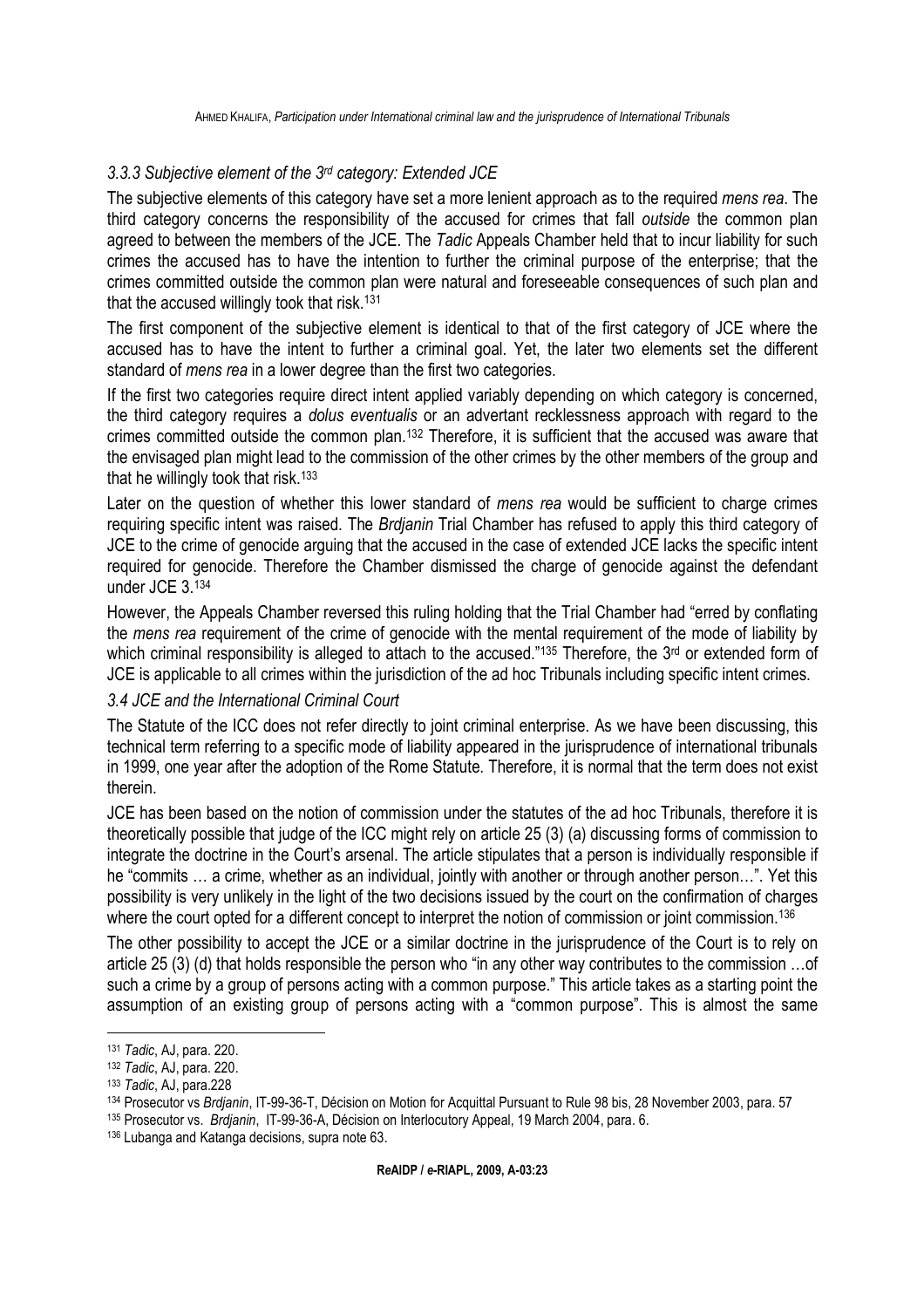### *3.3.3 Subjective element of the 3rd category: Extended JCE*

The subjective elements of this category have set a more lenient approach as to the required *mens rea*. The third category concerns the responsibility of the accused for crimes that fall *outside* the common plan agreed to between the members of the JCE. The *Tadic* Appeals Chamber held that to incur liability for such crimes the accused has to have the intention to further the criminal purpose of the enterprise; that the crimes committed outside the common plan were natural and foreseeable consequences of such plan and that the accused willingly took that risk.[131]

The first component of the subjective element is identical to that of the first category of JCE where the accused has to have the intent to further a criminal goal. Yet, the later two elements set the different standard of *mens rea* in a lower degree than the first two categories.

If the first two categories require direct intent applied variably depending on which category is concerned, the third category requires a *dolus eventualis* or an advertant recklessness approach with regard to the crimes committed outside the common plan.[132] Therefore, it is sufficient that the accused was aware that the envisaged plan might lead to the commission of the other crimes by the other members of the group and that he willingly took that risk.[133]

Later on the question of whether this lower standard of *mens rea* would be sufficient to charge crimes requiring specific intent was raised. The *Brdjanin* Trial Chamber has refused to apply this third category of JCE to the crime of genocide arguing that the accused in the case of extended JCE lacks the specific intent required for genocide. Therefore the Chamber dismissed the charge of genocide against the defendant under JCE 3.[134]

However, the Appeals Chamber reversed this ruling holding that the Trial Chamber had "erred by conflating the *mens rea* requirement of the crime of genocide with the mental requirement of the mode of liability by which criminal responsibility is alleged to attach to the accused."[135] Therefore, the 3rd or extended form of JCE is applicable to all crimes within the jurisdiction of the ad hoc Tribunals including specific intent crimes.

### *3.4 JCE and the International Criminal Court*

The Statute of the ICC does not refer directly to joint criminal enterprise. As we have been discussing, this technical term referring to a specific mode of liability appeared in the jurisprudence of international tribunals in 1999, one year after the adoption of the Rome Statute. Therefore, it is normal that the term does not exist therein.

JCE has been based on the notion of commission under the statutes of the ad hoc Tribunals, therefore it is theoretically possible that judge of the ICC might rely on article 25 (3) (a) discussing forms of commission to integrate the doctrine in the Court's arsenal. The article stipulates that a person is individually responsible if he "commits … a crime, whether as an individual, jointly with another or through another person…". Yet this possibility is very unlikely in the light of the two decisions issued by the court on the confirmation of charges where the court opted for a different concept to interpret the notion of commission or joint commission.[136]

The other possibility to accept the JCE or a similar doctrine in the jurisprudence of the Court is to rely on article 25 (3) (d) that holds responsible the person who "in any other way contributes to the commission …of such a crime by a group of persons acting with a common purpose." This article takes as a starting point the assumption of an existing group of persons acting with a "common purpose". This is almost the same

---

[131] *Tadic*, AJ, para. 220.

[132] *Tadic*, AJ, para. 220.

[133] *Tadic*, AJ, para.228

[134] Prosecutor vs *Brdjanin*, IT-99-36-T, Décision on Motion for Acquittal Pursuant to Rule 98 bis, 28 November 2003, para. 57

[135] Prosecutor vs. *Brdjanin*, IT-99-36-A, Décision on Interlocutory Appeal, 19 March 2004, para. 6.

[136] Lubanga and Katanga decisions, supra note 63.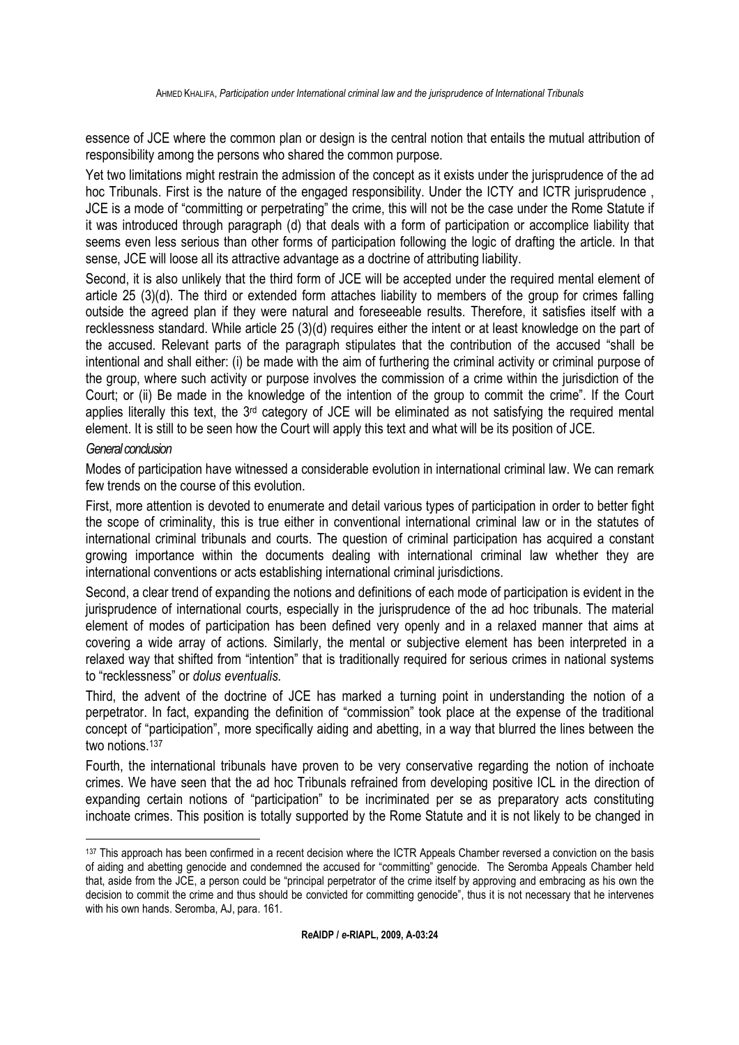essence of JCE where the common plan or design is the central notion that entails the mutual attribution of responsibility among the persons who shared the common purpose.

Yet two limitations might restrain the admission of the concept as it exists under the jurisprudence of the ad hoc Tribunals. First is the nature of the engaged responsibility. Under the ICTY and ICTR jurisprudence , JCE is a mode of "committing or perpetrating" the crime, this will not be the case under the Rome Statute if it was introduced through paragraph (d) that deals with a form of participation or accomplice liability that seems even less serious than other forms of participation following the logic of drafting the article. In that sense, JCE will loose all its attractive advantage as a doctrine of attributing liability.

Second, it is also unlikely that the third form of JCE will be accepted under the required mental element of article 25 (3)(d). The third or extended form attaches liability to members of the group for crimes falling outside the agreed plan if they were natural and foreseeable results. Therefore, it satisfies itself with a recklessness standard. While article 25 (3)(d) requires either the intent or at least knowledge on the part of the accused. Relevant parts of the paragraph stipulates that the contribution of the accused "shall be intentional and shall either: (i) be made with the aim of furthering the criminal activity or criminal purpose of the group, where such activity or purpose involves the commission of a crime within the jurisdiction of the Court; or (ii) Be made in the knowledge of the intention of the group to commit the crime". If the Court applies literally this text, the 3rd category of JCE will be eliminated as not satisfying the required mental element. It is still to be seen how the Court will apply this text and what will be its position of JCE.

*General conclusion*

Modes of participation have witnessed a considerable evolution in international criminal law. We can remark few trends on the course of this evolution.

First, more attention is devoted to enumerate and detail various types of participation in order to better fight the scope of criminality, this is true either in conventional international criminal law or in the statutes of international criminal tribunals and courts. The question of criminal participation has acquired a constant growing importance within the documents dealing with international criminal law whether they are international conventions or acts establishing international criminal jurisdictions.

Second, a clear trend of expanding the notions and definitions of each mode of participation is evident in the jurisprudence of international courts, especially in the jurisprudence of the ad hoc tribunals. The material element of modes of participation has been defined very openly and in a relaxed manner that aims at covering a wide array of actions. Similarly, the mental or subjective element has been interpreted in a relaxed way that shifted from "intention" that is traditionally required for serious crimes in national systems to "recklessness" or *dolus eventualis.*

Third, the advent of the doctrine of JCE has marked a turning point in understanding the notion of a perpetrator. In fact, expanding the definition of "commission" took place at the expense of the traditional concept of "participation", more specifically aiding and abetting, in a way that blurred the lines between the two notions.[137]

Fourth, the international tribunals have proven to be very conservative regarding the notion of inchoate crimes. We have seen that the ad hoc Tribunals refrained from developing positive ICL in the direction of expanding certain notions of "participation" to be incriminated per se as preparatory acts constituting inchoate crimes. This position is totally supported by the Rome Statute and it is not likely to be changed in

[137] This approach has been confirmed in a recent decision where the ICTR Appeals Chamber reversed a conviction on the basis of aiding and abetting genocide and condemned the accused for "committing" genocide. The Seromba Appeals Chamber held that, aside from the JCE, a person could be "principal perpetrator of the crime itself by approving and embracing as his own the decision to commit the crime and thus should be convicted for committing genocide", thus it is not necessary that he intervenes with his own hands. Seromba, AJ, para. 161.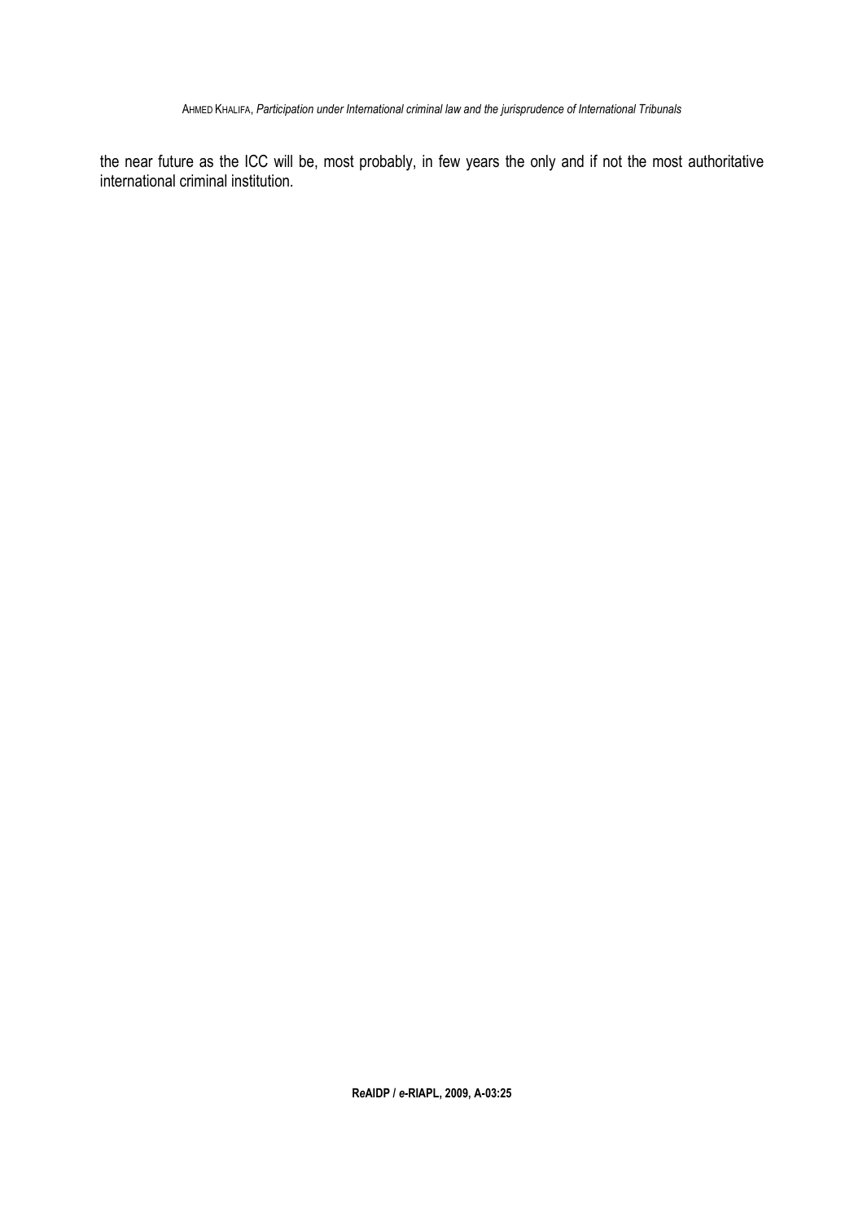the near future as the ICC will be, most probably, in few years the only and if not the most authoritative international criminal institution.